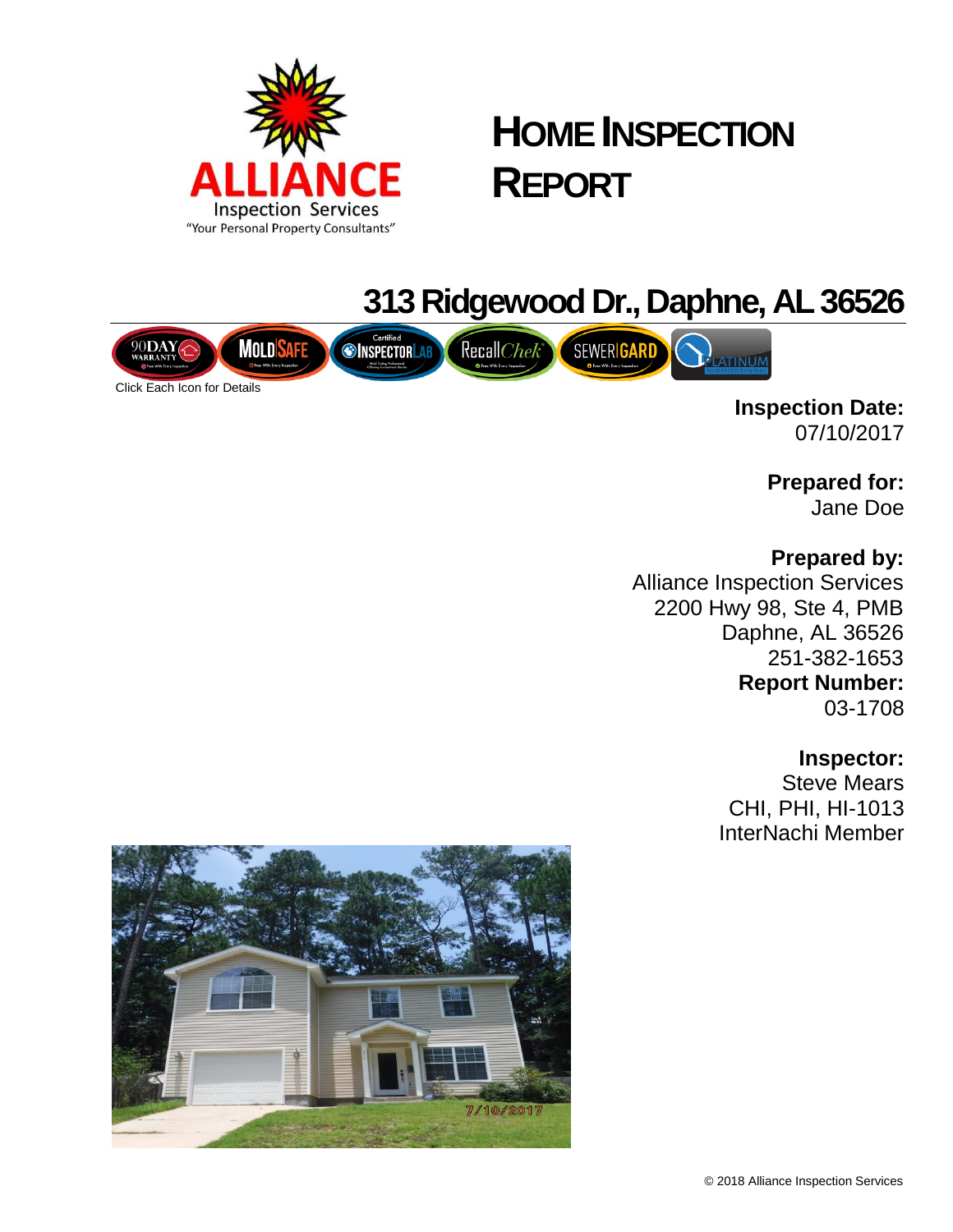ALLIANCE

Inspection Services

"Your Personal Property Consultants"

# HOME INSPECTION REPORT

## 313 Ridgewood Dr., Daphne, AL 36526

Click Each Icon for Details

**Inspection Date:**
07/10/2017

**Prepared for:**
Jane Doe

**Prepared by:**
Alliance Inspection Services
2200 Hwy 98, Ste 4, PMB
Daphne, AL 36526
251-382-1653

**Report Number:**
03-1708

**Inspector:**
Steve Mears
CHI, PHI, HI-1013
InterNachi Member

© 2018 Alliance Inspection Services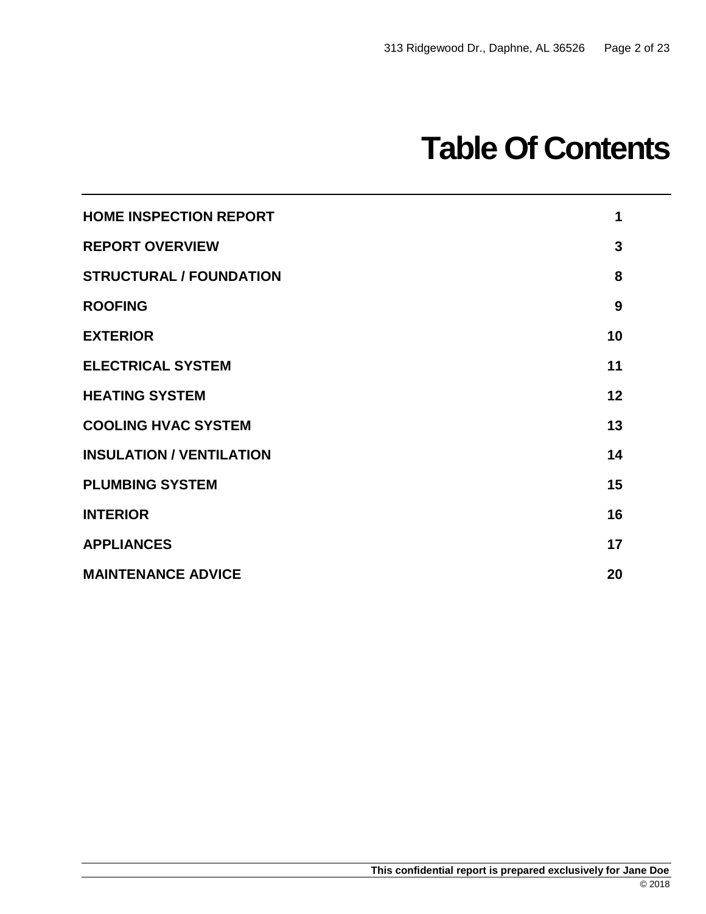# Table Of Contents

| | |
|---|---|
| **HOME INSPECTION REPORT** | **1** |
| **REPORT OVERVIEW** | **3** |
| **STRUCTURAL / FOUNDATION** | **8** |
| **ROOFING** | **9** |
| **EXTERIOR** | **10** |
| **ELECTRICAL SYSTEM** | **11** |
| **HEATING SYSTEM** | **12** |
| **COOLING HVAC SYSTEM** | **13** |
| **INSULATION / VENTILATION** | **14** |
| **PLUMBING SYSTEM** | **15** |
| **INTERIOR** | **16** |
| **APPLIANCES** | **17** |
| **MAINTENANCE ADVICE** | **20** |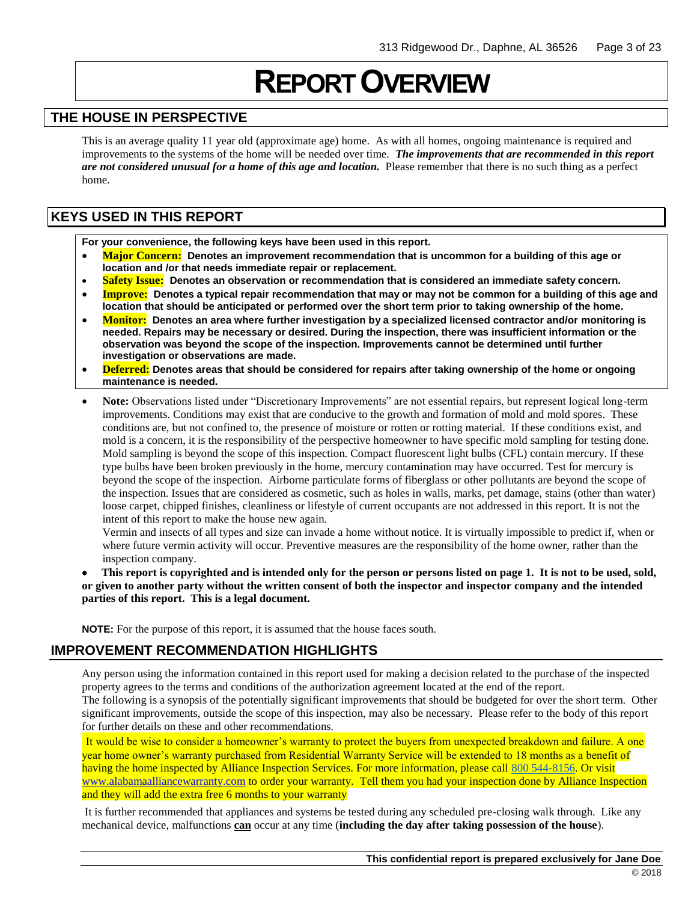# REPORT OVERVIEW

## THE HOUSE IN PERSPECTIVE

This is an average quality 11 year old (approximate age) home. As with all homes, ongoing maintenance is required and improvements to the systems of the home will be needed over time. ***The improvements that are recommended in this report are not considered unusual for a home of this age and location.*** Please remember that there is no such thing as a perfect home.

## KEYS USED IN THIS REPORT

**For your convenience, the following keys have been used in this report.**

- **Major Concern: Denotes an improvement recommendation that is uncommon for a building of this age or location and /or that needs immediate repair or replacement.**
- **Safety Issue: Denotes an observation or recommendation that is considered an immediate safety concern.**
- **Improve: Denotes a typical repair recommendation that may or may not be common for a building of this age and location that should be anticipated or performed over the short term prior to taking ownership of the home.**
- **Monitor: Denotes an area where further investigation by a specialized licensed contractor and/or monitoring is needed. Repairs may be necessary or desired. During the inspection, there was insufficient information or the observation was beyond the scope of the inspection. Improvements cannot be determined until further investigation or observations are made.**
- **Deferred: Denotes areas that should be considered for repairs after taking ownership of the home or ongoing maintenance is needed.**

- **Note:** Observations listed under "Discretionary Improvements" are not essential repairs, but represent logical long-term improvements. Conditions may exist that are conducive to the growth and formation of mold and mold spores. These conditions are, but not confined to, the presence of moisture or rotten or rotting material. If these conditions exist, and mold is a concern, it is the responsibility of the perspective homeowner to have specific mold sampling for testing done. Mold sampling is beyond the scope of this inspection. Compact fluorescent light bulbs (CFL) contain mercury. If these type bulbs have been broken previously in the home, mercury contamination may have occurred. Test for mercury is beyond the scope of the inspection. Airborne particulate forms of fiberglass or other pollutants are beyond the scope of the inspection. Issues that are considered as cosmetic, such as holes in walls, marks, pet damage, stains (other than water) loose carpet, chipped finishes, cleanliness or lifestyle of current occupants are not addressed in this report. It is not the intent of this report to make the house new again.

  Vermin and insects of all types and size can invade a home without notice. It is virtually impossible to predict if, when or where future vermin activity will occur. Preventive measures are the responsibility of the home owner, rather than the inspection company.

- **This report is copyrighted and is intended only for the person or persons listed on page 1. It is not to be used, sold, or given to another party without the written consent of both the inspector and inspector company and the intended parties of this report. This is a legal document.**

**NOTE:** For the purpose of this report, it is assumed that the house faces south.

## IMPROVEMENT RECOMMENDATION HIGHLIGHTS

Any person using the information contained in this report used for making a decision related to the purchase of the inspected property agrees to the terms and conditions of the authorization agreement located at the end of the report.
The following is a synopsis of the potentially significant improvements that should be budgeted for over the short term. Other significant improvements, outside the scope of this inspection, may also be necessary. Please refer to the body of this report for further details on these and other recommendations.

It would be wise to consider a homeowner's warranty to protect the buyers from unexpected breakdown and failure. A one year home owner's warranty purchased from Residential Warranty Service will be extended to 18 months as a benefit of having the home inspected by Alliance Inspection Services. For more information, please call 800 544-8156. Or visit www.alabamaalliancewarranty.com to order your warranty. Tell them you had your inspection done by Alliance Inspection and they will add the extra free 6 months to your warranty

It is further recommended that appliances and systems be tested during any scheduled pre-closing walk through. Like any mechanical device, malfunctions **can** occur at any time (**including the day after taking possession of the house**).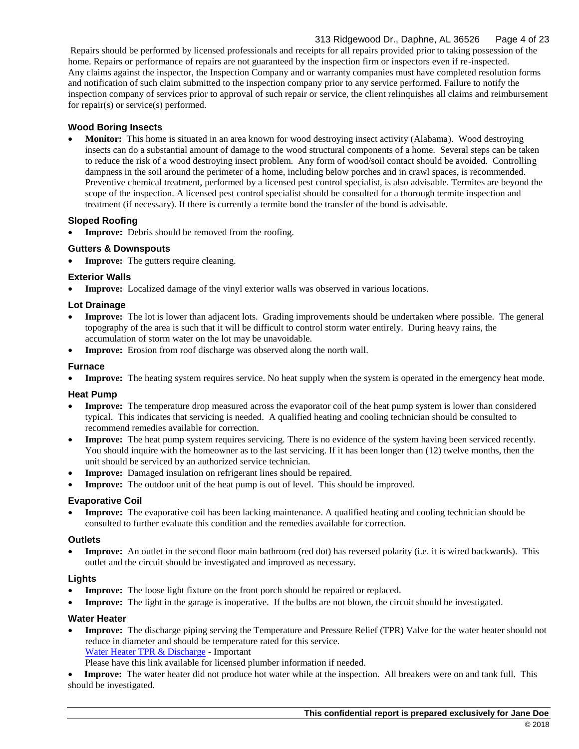Repairs should be performed by licensed professionals and receipts for all repairs provided prior to taking possession of the home. Repairs or performance of repairs are not guaranteed by the inspection firm or inspectors even if re-inspected. Any claims against the inspector, the Inspection Company and or warranty companies must have completed resolution forms and notification of such claim submitted to the inspection company prior to any service performed. Failure to notify the inspection company of services prior to approval of such repair or service, the client relinquishes all claims and reimbursement for repair(s) or service(s) performed.

### Wood Boring Insects

- **Monitor:** This home is situated in an area known for wood destroying insect activity (Alabama). Wood destroying insects can do a substantial amount of damage to the wood structural components of a home. Several steps can be taken to reduce the risk of a wood destroying insect problem. Any form of wood/soil contact should be avoided. Controlling dampness in the soil around the perimeter of a home, including below porches and in crawl spaces, is recommended. Preventive chemical treatment, performed by a licensed pest control specialist, is also advisable. Termites are beyond the scope of the inspection. A licensed pest control specialist should be consulted for a thorough termite inspection and treatment (if necessary). If there is currently a termite bond the transfer of the bond is advisable.

### Sloped Roofing

- **Improve:** Debris should be removed from the roofing.

### Gutters & Downspouts

- **Improve:** The gutters require cleaning.

### Exterior Walls

- **Improve:** Localized damage of the vinyl exterior walls was observed in various locations.

### Lot Drainage

- **Improve:** The lot is lower than adjacent lots. Grading improvements should be undertaken where possible. The general topography of the area is such that it will be difficult to control storm water entirely. During heavy rains, the accumulation of storm water on the lot may be unavoidable.
- **Improve:** Erosion from roof discharge was observed along the north wall.

### Furnace

- **Improve:** The heating system requires service. No heat supply when the system is operated in the emergency heat mode.

### Heat Pump

- **Improve:** The temperature drop measured across the evaporator coil of the heat pump system is lower than considered typical. This indicates that servicing is needed. A qualified heating and cooling technician should be consulted to recommend remedies available for correction.
- **Improve:** The heat pump system requires servicing. There is no evidence of the system having been serviced recently. You should inquire with the homeowner as to the last servicing. If it has been longer than (12) twelve months, then the unit should be serviced by an authorized service technician.
- **Improve:** Damaged insulation on refrigerant lines should be repaired.
- **Improve:** The outdoor unit of the heat pump is out of level. This should be improved.

### Evaporative Coil

- **Improve:** The evaporative coil has been lacking maintenance. A qualified heating and cooling technician should be consulted to further evaluate this condition and the remedies available for correction.

### Outlets

- **Improve:** An outlet in the second floor main bathroom (red dot) has reversed polarity (i.e. it is wired backwards). This outlet and the circuit should be investigated and improved as necessary.

### Lights

- **Improve:** The loose light fixture on the front porch should be repaired or replaced.
- **Improve:** The light in the garage is inoperative. If the bulbs are not blown, the circuit should be investigated.

### Water Heater

- **Improve:** The discharge piping serving the Temperature and Pressure Relief (TPR) Valve for the water heater should not reduce in diameter and should be temperature rated for this service.
  Water Heater TPR & Discharge - Important
  Please have this link available for licensed plumber information if needed.
- **Improve:** The water heater did not produce hot water while at the inspection. All breakers were on and tank full. This should be investigated.

**This confidential report is prepared exclusively for Jane Doe**

© 2018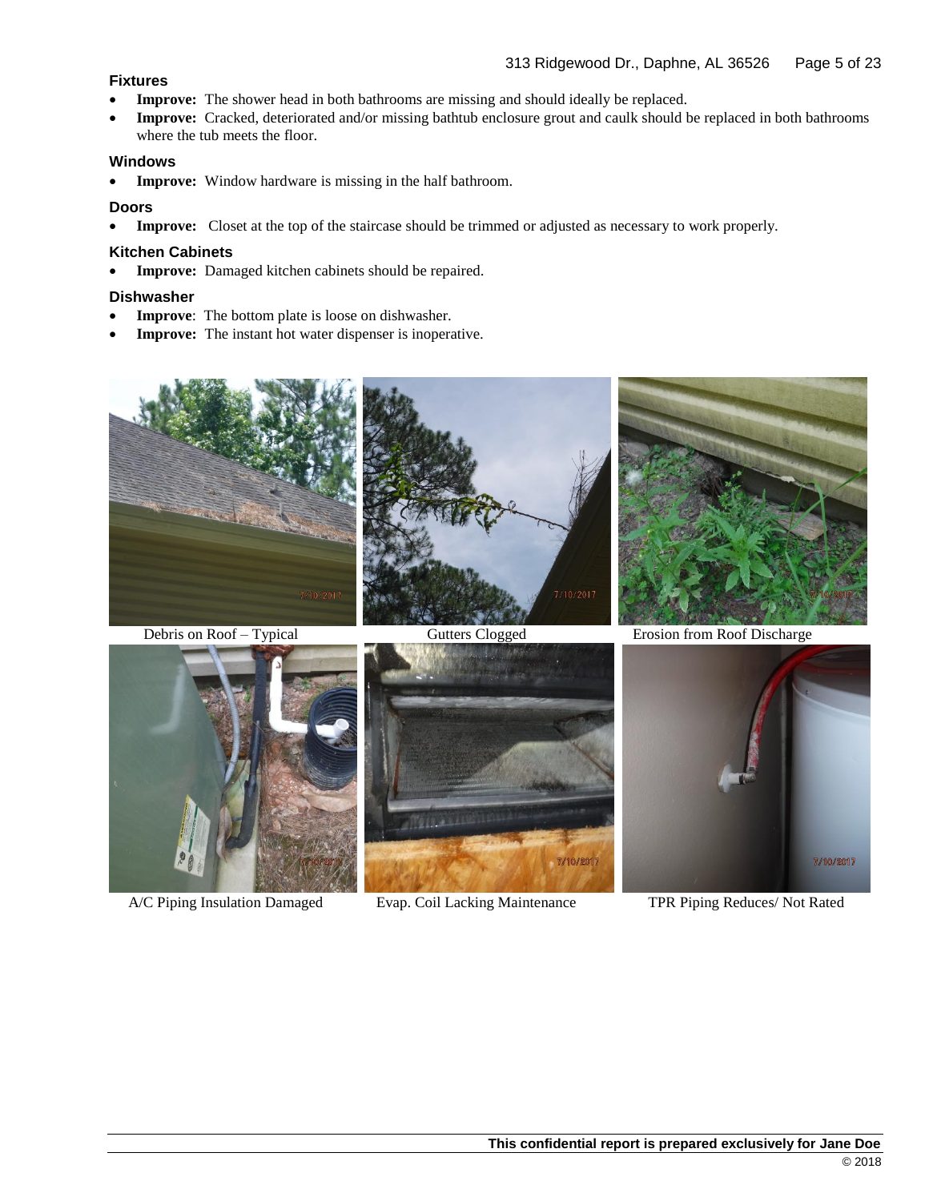### Fixtures

- **Improve:** The shower head in both bathrooms are missing and should ideally be replaced.
- **Improve:** Cracked, deteriorated and/or missing bathtub enclosure grout and caulk should be replaced in both bathrooms where the tub meets the floor.

### Windows

- **Improve:** Window hardware is missing in the half bathroom.

### Doors

- **Improve:** Closet at the top of the staircase should be trimmed or adjusted as necessary to work properly.

### Kitchen Cabinets

- **Improve:** Damaged kitchen cabinets should be repaired.

### Dishwasher

- **Improve**: The bottom plate is loose on dishwasher.
- **Improve:** The instant hot water dispenser is inoperative.

Debris on Roof – Typical

Gutters Clogged

Erosion from Roof Discharge

A/C Piping Insulation Damaged

Evap. Coil Lacking Maintenance

TPR Piping Reduces/ Not Rated

**This confidential report is prepared exclusively for Jane Doe**

© 2018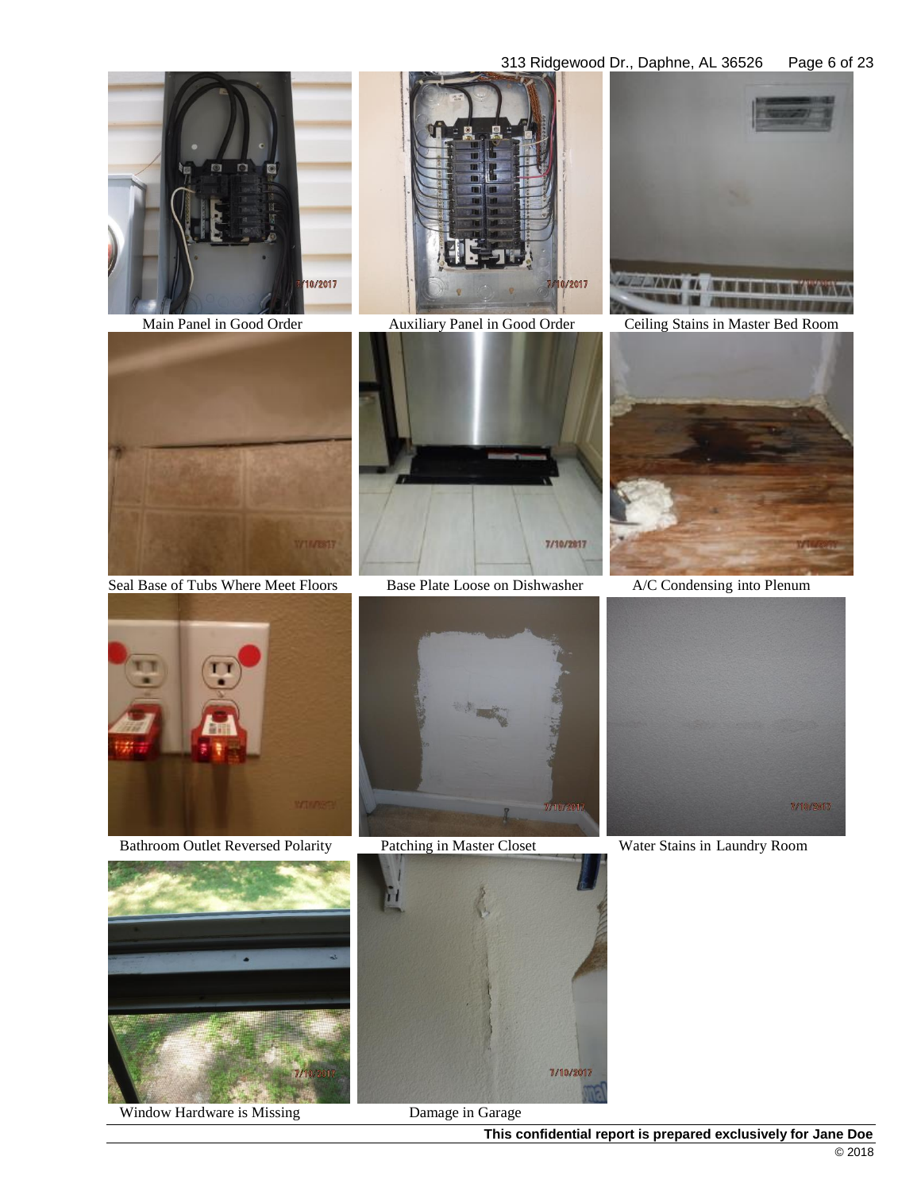Main Panel in Good Order

Auxiliary Panel in Good Order

Ceiling Stains in Master Bed Room

Seal Base of Tubs Where Meet Floors

Base Plate Loose on Dishwasher

A/C Condensing into Plenum

Bathroom Outlet Reversed Polarity

Patching in Master Closet

Water Stains in Laundry Room

Window Hardware is Missing

Damage in Garage

**This confidential report is prepared exclusively for Jane Doe**

© 2018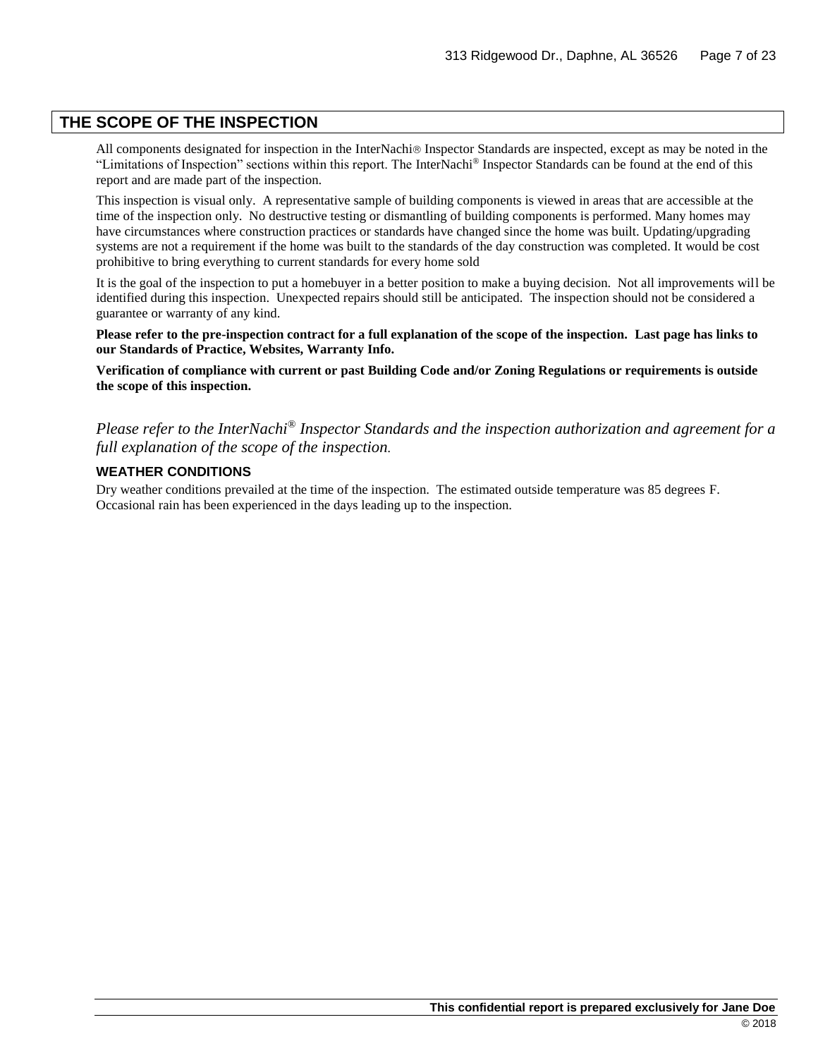## THE SCOPE OF THE INSPECTION

All components designated for inspection in the InterNachi® Inspector Standards are inspected, except as may be noted in the "Limitations of Inspection" sections within this report. The InterNachi® Inspector Standards can be found at the end of this report and are made part of the inspection.

This inspection is visual only. A representative sample of building components is viewed in areas that are accessible at the time of the inspection only. No destructive testing or dismantling of building components is performed. Many homes may have circumstances where construction practices or standards have changed since the home was built. Updating/upgrading systems are not a requirement if the home was built to the standards of the day construction was completed. It would be cost prohibitive to bring everything to current standards for every home sold

It is the goal of the inspection to put a homebuyer in a better position to make a buying decision. Not all improvements will be identified during this inspection. Unexpected repairs should still be anticipated. The inspection should not be considered a guarantee or warranty of any kind.

**Please refer to the pre-inspection contract for a full explanation of the scope of the inspection. Last page has links to our Standards of Practice, Websites, Warranty Info.**

**Verification of compliance with current or past Building Code and/or Zoning Regulations or requirements is outside the scope of this inspection.**

*Please refer to the InterNachi® Inspector Standards and the inspection authorization and agreement for a full explanation of the scope of the inspection.*

### WEATHER CONDITIONS

Dry weather conditions prevailed at the time of the inspection. The estimated outside temperature was 85 degrees F. Occasional rain has been experienced in the days leading up to the inspection.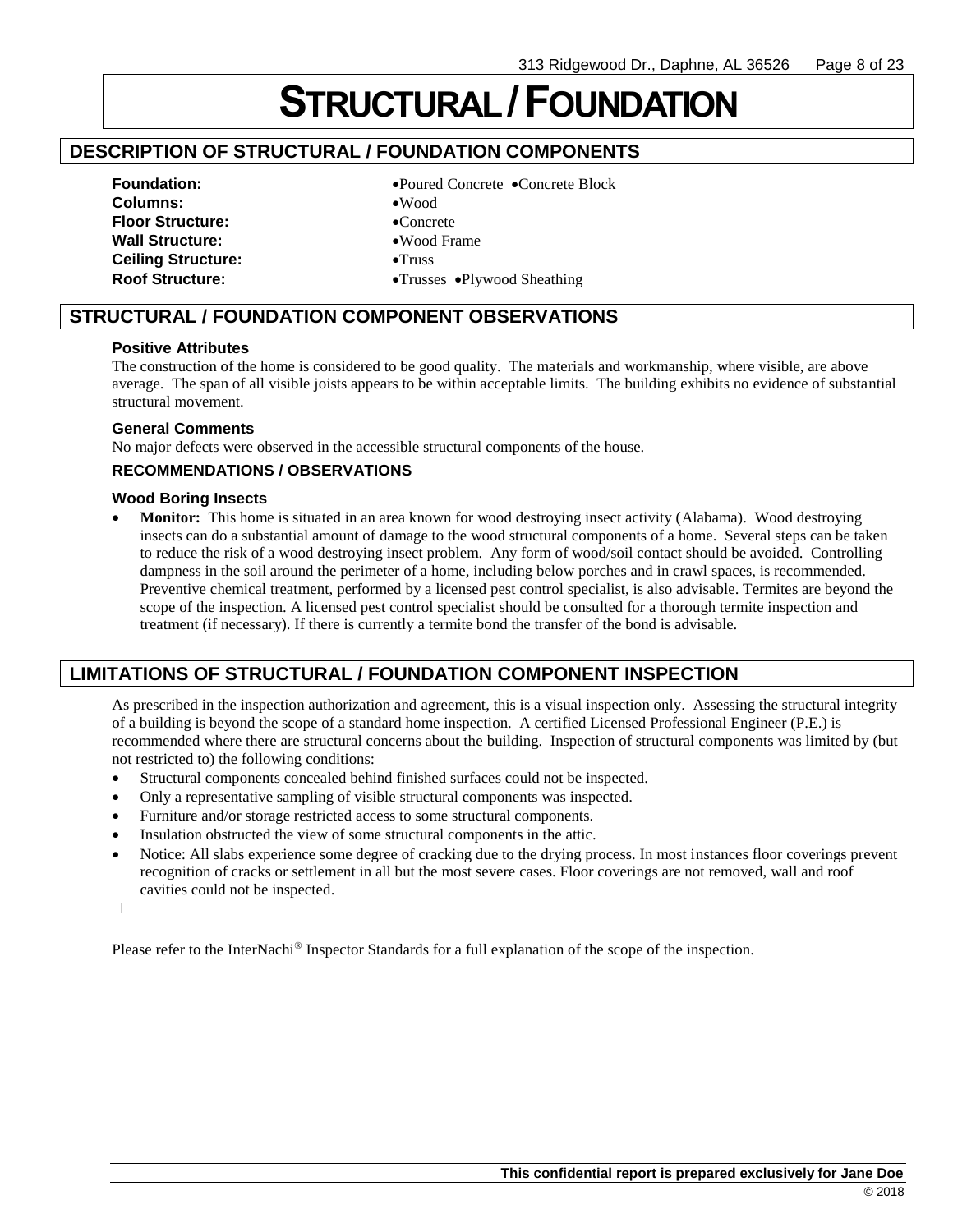# STRUCTURAL / FOUNDATION

## DESCRIPTION OF STRUCTURAL / FOUNDATION COMPONENTS

| | |
|---|---|
| **Foundation:** | •Poured Concrete •Concrete Block |
| **Columns:** | •Wood |
| **Floor Structure:** | •Concrete |
| **Wall Structure:** | •Wood Frame |
| **Ceiling Structure:** | •Truss |
| **Roof Structure:** | •Trusses •Plywood Sheathing |

## STRUCTURAL / FOUNDATION COMPONENT OBSERVATIONS

### Positive Attributes

The construction of the home is considered to be good quality. The materials and workmanship, where visible, are above average. The span of all visible joists appears to be within acceptable limits. The building exhibits no evidence of substantial structural movement.

### General Comments

No major defects were observed in the accessible structural components of the house.

### RECOMMENDATIONS / OBSERVATIONS

### Wood Boring Insects

- **Monitor:** This home is situated in an area known for wood destroying insect activity (Alabama). Wood destroying insects can do a substantial amount of damage to the wood structural components of a home. Several steps can be taken to reduce the risk of a wood destroying insect problem. Any form of wood/soil contact should be avoided. Controlling dampness in the soil around the perimeter of a home, including below porches and in crawl spaces, is recommended. Preventive chemical treatment, performed by a licensed pest control specialist, is also advisable. Termites are beyond the scope of the inspection. A licensed pest control specialist should be consulted for a thorough termite inspection and treatment (if necessary). If there is currently a termite bond the transfer of the bond is advisable.

## LIMITATIONS OF STRUCTURAL / FOUNDATION COMPONENT INSPECTION

As prescribed in the inspection authorization and agreement, this is a visual inspection only. Assessing the structural integrity of a building is beyond the scope of a standard home inspection. A certified Licensed Professional Engineer (P.E.) is recommended where there are structural concerns about the building. Inspection of structural components was limited by (but not restricted to) the following conditions:

- Structural components concealed behind finished surfaces could not be inspected.
- Only a representative sampling of visible structural components was inspected.
- Furniture and/or storage restricted access to some structural components.
- Insulation obstructed the view of some structural components in the attic.
- Notice: All slabs experience some degree of cracking due to the drying process. In most instances floor coverings prevent recognition of cracks or settlement in all but the most severe cases. Floor coverings are not removed, wall and roof cavities could not be inspected.

Please refer to the InterNachi® Inspector Standards for a full explanation of the scope of the inspection.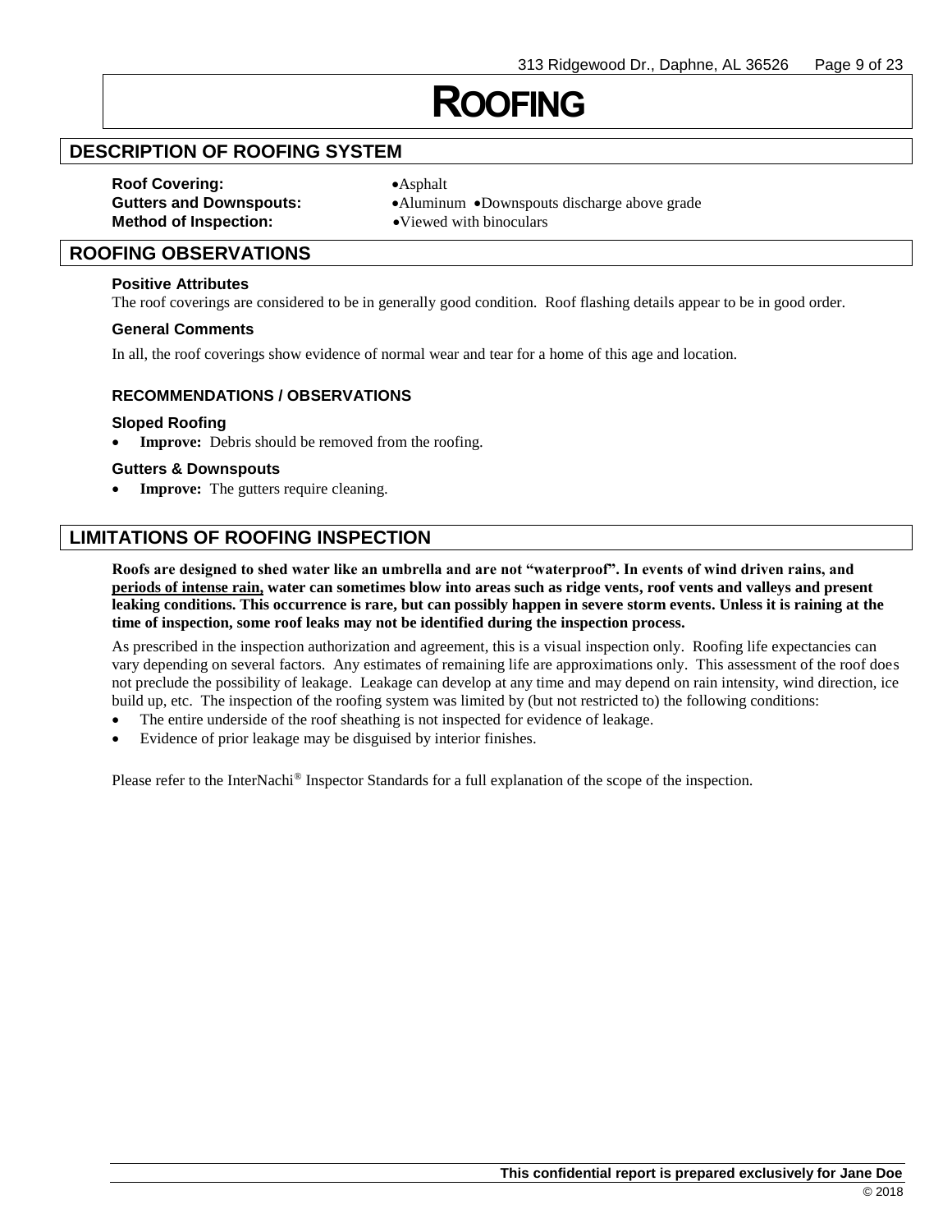# ROOFING

## DESCRIPTION OF ROOFING SYSTEM

**Roof Covering:** •Asphalt
**Gutters and Downspouts:** •Aluminum •Downspouts discharge above grade
**Method of Inspection:** •Viewed with binoculars

## ROOFING OBSERVATIONS

### Positive Attributes

The roof coverings are considered to be in generally good condition. Roof flashing details appear to be in good order.

### General Comments

In all, the roof coverings show evidence of normal wear and tear for a home of this age and location.

### RECOMMENDATIONS / OBSERVATIONS

#### Sloped Roofing

- **Improve:** Debris should be removed from the roofing.

#### Gutters & Downspouts

- **Improve:** The gutters require cleaning.

## LIMITATIONS OF ROOFING INSPECTION

**Roofs are designed to shed water like an umbrella and are not "waterproof". In events of wind driven rains, and <u>periods of intense rain,</u> water can sometimes blow into areas such as ridge vents, roof vents and valleys and present leaking conditions. This occurrence is rare, but can possibly happen in severe storm events. Unless it is raining at the time of inspection, some roof leaks may not be identified during the inspection process.**

As prescribed in the inspection authorization and agreement, this is a visual inspection only. Roofing life expectancies can vary depending on several factors. Any estimates of remaining life are approximations only. This assessment of the roof does not preclude the possibility of leakage. Leakage can develop at any time and may depend on rain intensity, wind direction, ice build up, etc. The inspection of the roofing system was limited by (but not restricted to) the following conditions:

- The entire underside of the roof sheathing is not inspected for evidence of leakage.
- Evidence of prior leakage may be disguised by interior finishes.

Please refer to the InterNachi® Inspector Standards for a full explanation of the scope of the inspection.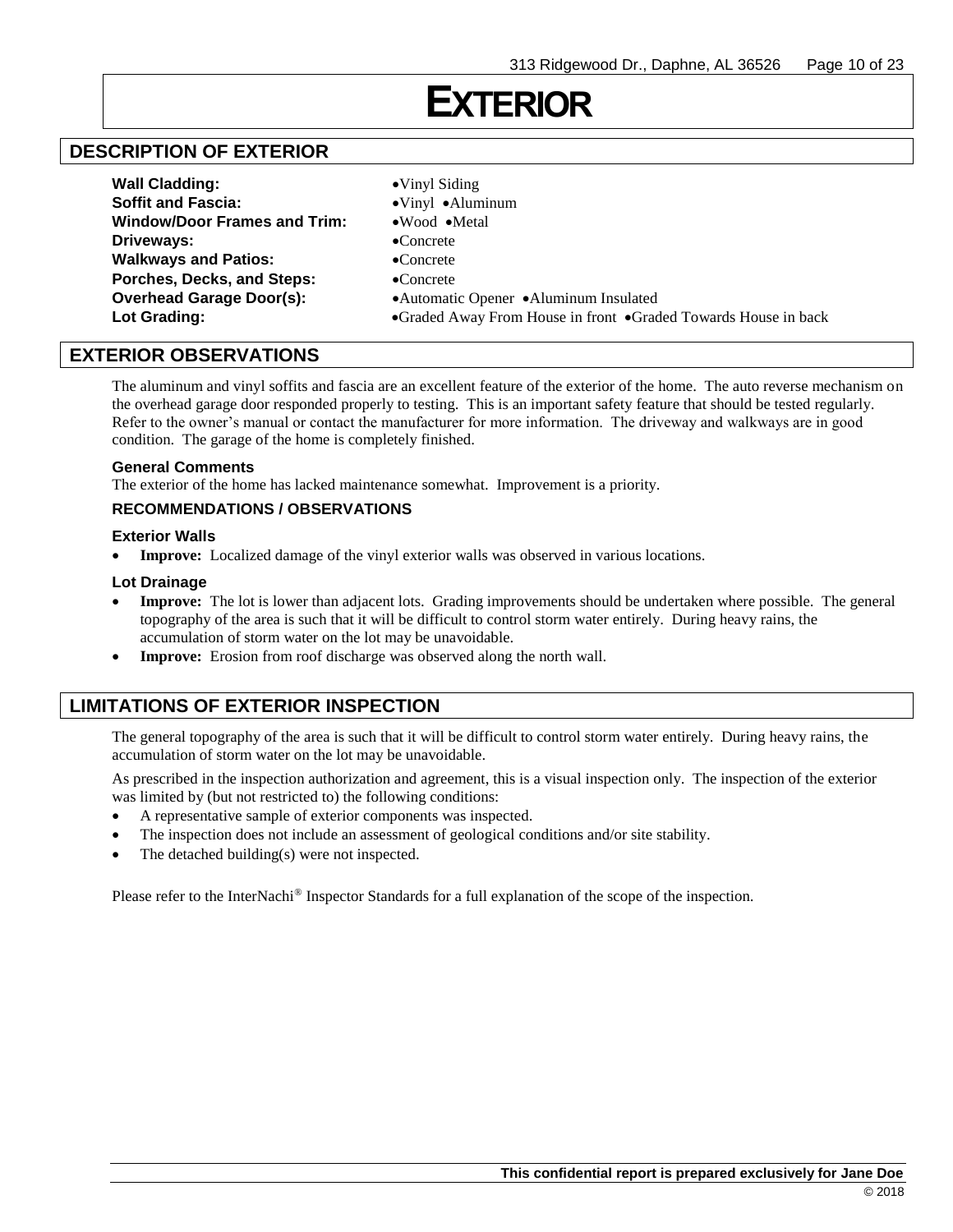# EXTERIOR

## DESCRIPTION OF EXTERIOR

| | |
|---|---|
| **Wall Cladding:** | •Vinyl Siding |
| **Soffit and Fascia:** | •Vinyl •Aluminum |
| **Window/Door Frames and Trim:** | •Wood •Metal |
| **Driveways:** | •Concrete |
| **Walkways and Patios:** | •Concrete |
| **Porches, Decks, and Steps:** | •Concrete |
| **Overhead Garage Door(s):** | •Automatic Opener •Aluminum Insulated |
| **Lot Grading:** | •Graded Away From House in front •Graded Towards House in back |

## EXTERIOR OBSERVATIONS

The aluminum and vinyl soffits and fascia are an excellent feature of the exterior of the home. The auto reverse mechanism on the overhead garage door responded properly to testing. This is an important safety feature that should be tested regularly. Refer to the owner's manual or contact the manufacturer for more information. The driveway and walkways are in good condition. The garage of the home is completely finished.

### General Comments

The exterior of the home has lacked maintenance somewhat. Improvement is a priority.

### RECOMMENDATIONS / OBSERVATIONS

### Exterior Walls

- **Improve:** Localized damage of the vinyl exterior walls was observed in various locations.

### Lot Drainage

- **Improve:** The lot is lower than adjacent lots. Grading improvements should be undertaken where possible. The general topography of the area is such that it will be difficult to control storm water entirely. During heavy rains, the accumulation of storm water on the lot may be unavoidable.
- **Improve:** Erosion from roof discharge was observed along the north wall.

## LIMITATIONS OF EXTERIOR INSPECTION

The general topography of the area is such that it will be difficult to control storm water entirely. During heavy rains, the accumulation of storm water on the lot may be unavoidable.

As prescribed in the inspection authorization and agreement, this is a visual inspection only. The inspection of the exterior was limited by (but not restricted to) the following conditions:

- A representative sample of exterior components was inspected.
- The inspection does not include an assessment of geological conditions and/or site stability.
- The detached building(s) were not inspected.

Please refer to the InterNachi® Inspector Standards for a full explanation of the scope of the inspection.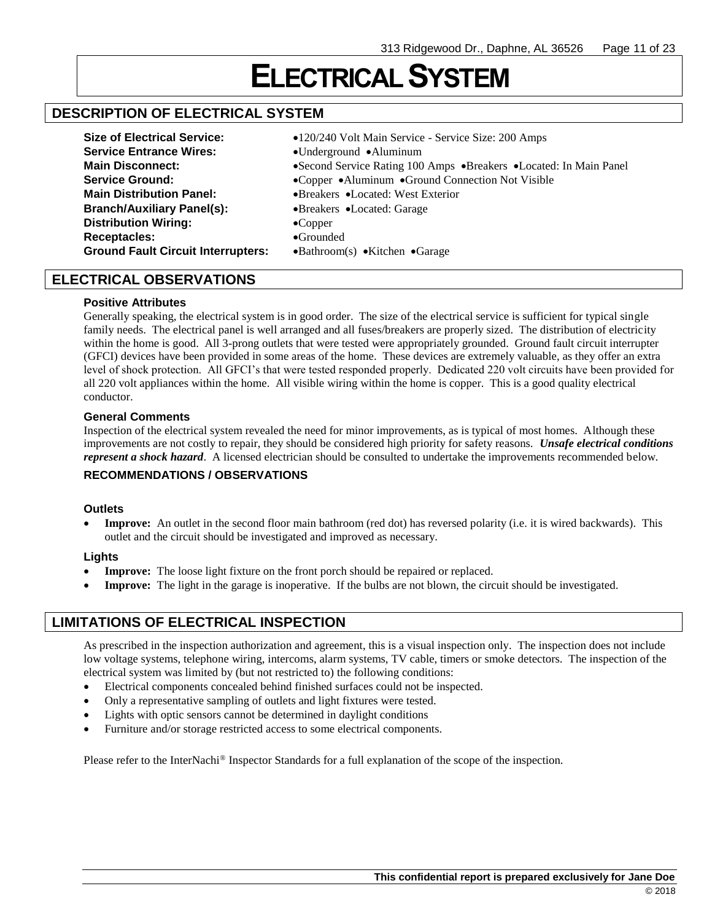# ELECTRICAL SYSTEM

## DESCRIPTION OF ELECTRICAL SYSTEM

**Size of Electrical Service:** •120/240 Volt Main Service - Service Size: 200 Amps
**Service Entrance Wires:** •Underground •Aluminum
**Main Disconnect:** •Second Service Rating 100 Amps •Breakers •Located: In Main Panel
**Service Ground:** •Copper •Aluminum •Ground Connection Not Visible
**Main Distribution Panel:** •Breakers •Located: West Exterior
**Branch/Auxiliary Panel(s):** •Breakers •Located: Garage
**Distribution Wiring:** •Copper
**Receptacles:** •Grounded
**Ground Fault Circuit Interrupters:** •Bathroom(s) •Kitchen •Garage

## ELECTRICAL OBSERVATIONS

### Positive Attributes

Generally speaking, the electrical system is in good order. The size of the electrical service is sufficient for typical single family needs. The electrical panel is well arranged and all fuses/breakers are properly sized. The distribution of electricity within the home is good. All 3-prong outlets that were tested were appropriately grounded. Ground fault circuit interrupter (GFCI) devices have been provided in some areas of the home. These devices are extremely valuable, as they offer an extra level of shock protection. All GFCI's that were tested responded properly. Dedicated 220 volt circuits have been provided for all 220 volt appliances within the home. All visible wiring within the home is copper. This is a good quality electrical conductor.

### General Comments

Inspection of the electrical system revealed the need for minor improvements, as is typical of most homes. Although these improvements are not costly to repair, they should be considered high priority for safety reasons. ***Unsafe electrical conditions represent a shock hazard***. A licensed electrician should be consulted to undertake the improvements recommended below.

### RECOMMENDATIONS / OBSERVATIONS

#### Outlets

- **Improve:** An outlet in the second floor main bathroom (red dot) has reversed polarity (i.e. it is wired backwards). This outlet and the circuit should be investigated and improved as necessary.

#### Lights

- **Improve:** The loose light fixture on the front porch should be repaired or replaced.
- **Improve:** The light in the garage is inoperative. If the bulbs are not blown, the circuit should be investigated.

## LIMITATIONS OF ELECTRICAL INSPECTION

As prescribed in the inspection authorization and agreement, this is a visual inspection only. The inspection does not include low voltage systems, telephone wiring, intercoms, alarm systems, TV cable, timers or smoke detectors. The inspection of the electrical system was limited by (but not restricted to) the following conditions:

- Electrical components concealed behind finished surfaces could not be inspected.
- Only a representative sampling of outlets and light fixtures were tested.
- Lights with optic sensors cannot be determined in daylight conditions
- Furniture and/or storage restricted access to some electrical components.

Please refer to the InterNachi® Inspector Standards for a full explanation of the scope of the inspection.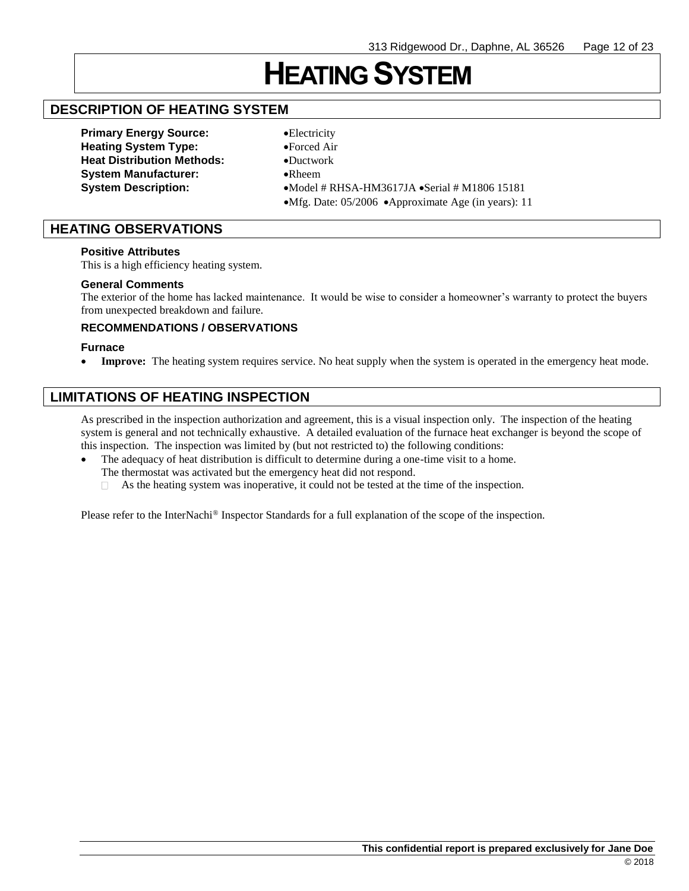# HEATING SYSTEM

## DESCRIPTION OF HEATING SYSTEM

**Primary Energy Source:** •Electricity
**Heating System Type:** •Forced Air
**Heat Distribution Methods:** •Ductwork
**System Manufacturer:** •Rheem
**System Description:** •Model # RHSA-HM3617JA •Serial # M1806 15181
•Mfg. Date: 05/2006 •Approximate Age (in years): 11

## HEATING OBSERVATIONS

### Positive Attributes

This is a high efficiency heating system.

### General Comments

The exterior of the home has lacked maintenance. It would be wise to consider a homeowner's warranty to protect the buyers from unexpected breakdown and failure.

### RECOMMENDATIONS / OBSERVATIONS

#### Furnace

- **Improve:** The heating system requires service. No heat supply when the system is operated in the emergency heat mode.

## LIMITATIONS OF HEATING INSPECTION

As prescribed in the inspection authorization and agreement, this is a visual inspection only. The inspection of the heating system is general and not technically exhaustive. A detailed evaluation of the furnace heat exchanger is beyond the scope of this inspection. The inspection was limited by (but not restricted to) the following conditions:

- The adequacy of heat distribution is difficult to determine during a one-time visit to a home.
  The thermostat was activated but the emergency heat did not respond.
  - As the heating system was inoperative, it could not be tested at the time of the inspection.

Please refer to the InterNachi® Inspector Standards for a full explanation of the scope of the inspection.

This confidential report is prepared exclusively for Jane Doe
© 2018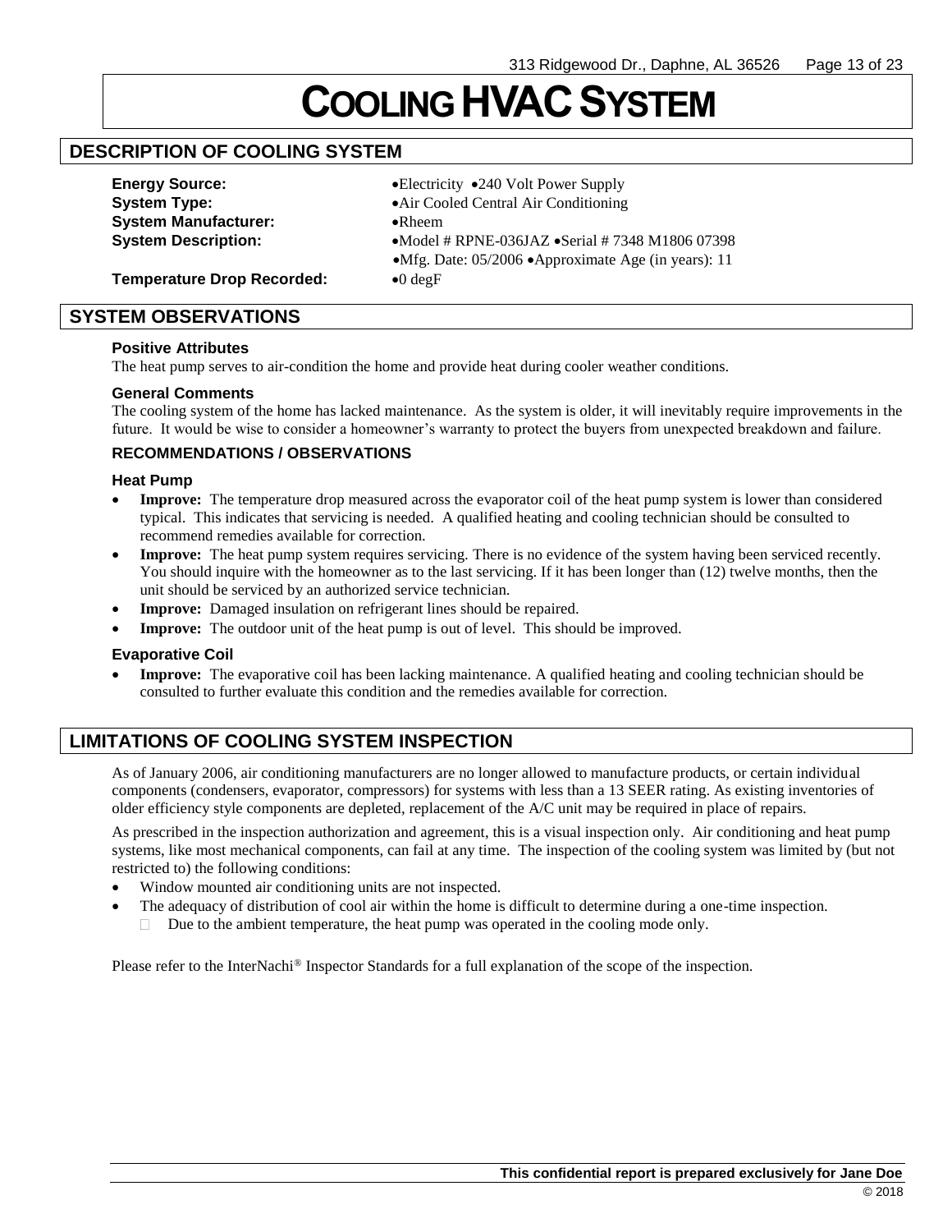# COOLING HVAC SYSTEM

## DESCRIPTION OF COOLING SYSTEM

**Energy Source:** •Electricity •240 Volt Power Supply

**System Type:** •Air Cooled Central Air Conditioning

**System Manufacturer:** •Rheem

**System Description:** •Model # RPNE-036JAZ •Serial # 7348 M1806 07398 •Mfg. Date: 05/2006 •Approximate Age (in years): 11

**Temperature Drop Recorded:** •0 degF

## SYSTEM OBSERVATIONS

#### Positive Attributes

The heat pump serves to air-condition the home and provide heat during cooler weather conditions.

#### General Comments

The cooling system of the home has lacked maintenance. As the system is older, it will inevitably require improvements in the future. It would be wise to consider a homeowner's warranty to protect the buyers from unexpected breakdown and failure.

### RECOMMENDATIONS / OBSERVATIONS

#### Heat Pump

- **Improve:** The temperature drop measured across the evaporator coil of the heat pump system is lower than considered typical. This indicates that servicing is needed. A qualified heating and cooling technician should be consulted to recommend remedies available for correction.
- **Improve:** The heat pump system requires servicing. There is no evidence of the system having been serviced recently. You should inquire with the homeowner as to the last servicing. If it has been longer than (12) twelve months, then the unit should be serviced by an authorized service technician.
- **Improve:** Damaged insulation on refrigerant lines should be repaired.
- **Improve:** The outdoor unit of the heat pump is out of level. This should be improved.

#### Evaporative Coil

- **Improve:** The evaporative coil has been lacking maintenance. A qualified heating and cooling technician should be consulted to further evaluate this condition and the remedies available for correction.

## LIMITATIONS OF COOLING SYSTEM INSPECTION

As of January 2006, air conditioning manufacturers are no longer allowed to manufacture products, or certain individual components (condensers, evaporator, compressors) for systems with less than a 13 SEER rating. As existing inventories of older efficiency style components are depleted, replacement of the A/C unit may be required in place of repairs.

As prescribed in the inspection authorization and agreement, this is a visual inspection only. Air conditioning and heat pump systems, like most mechanical components, can fail at any time. The inspection of the cooling system was limited by (but not restricted to) the following conditions:

- Window mounted air conditioning units are not inspected.
- The adequacy of distribution of cool air within the home is difficult to determine during a one-time inspection.
  - Due to the ambient temperature, the heat pump was operated in the cooling mode only.

Please refer to the InterNachi® Inspector Standards for a full explanation of the scope of the inspection.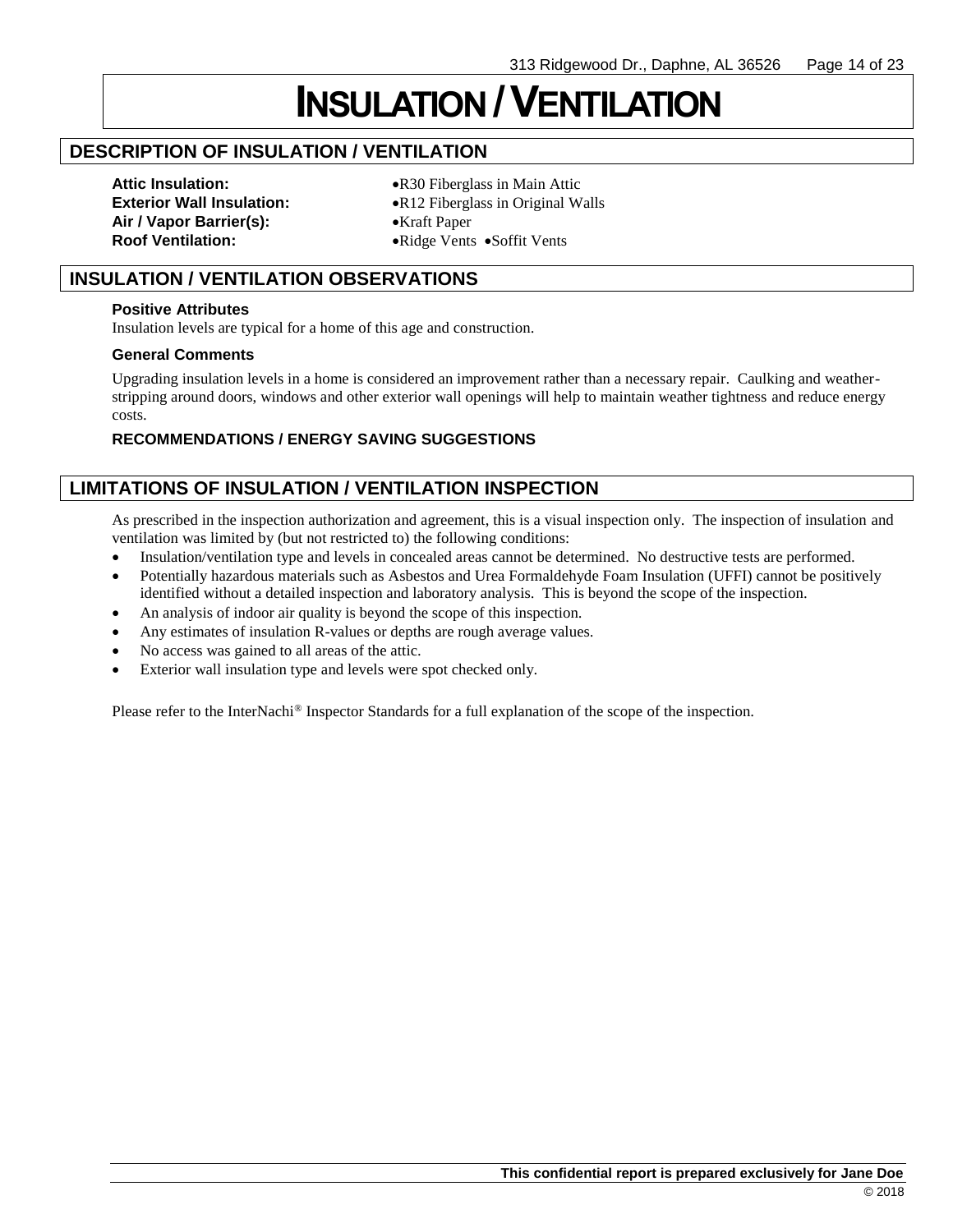# INSULATION / VENTILATION

## DESCRIPTION OF INSULATION / VENTILATION

**Attic Insulation:** •R30 Fiberglass in Main Attic
**Exterior Wall Insulation:** •R12 Fiberglass in Original Walls
**Air / Vapor Barrier(s):** •Kraft Paper
**Roof Ventilation:** •Ridge Vents •Soffit Vents

## INSULATION / VENTILATION OBSERVATIONS

### Positive Attributes

Insulation levels are typical for a home of this age and construction.

### General Comments

Upgrading insulation levels in a home is considered an improvement rather than a necessary repair. Caulking and weather-stripping around doors, windows and other exterior wall openings will help to maintain weather tightness and reduce energy costs.

### RECOMMENDATIONS / ENERGY SAVING SUGGESTIONS

## LIMITATIONS OF INSULATION / VENTILATION INSPECTION

As prescribed in the inspection authorization and agreement, this is a visual inspection only. The inspection of insulation and ventilation was limited by (but not restricted to) the following conditions:

- Insulation/ventilation type and levels in concealed areas cannot be determined. No destructive tests are performed.
- Potentially hazardous materials such as Asbestos and Urea Formaldehyde Foam Insulation (UFFI) cannot be positively identified without a detailed inspection and laboratory analysis. This is beyond the scope of the inspection.
- An analysis of indoor air quality is beyond the scope of this inspection.
- Any estimates of insulation R-values or depths are rough average values.
- No access was gained to all areas of the attic.
- Exterior wall insulation type and levels were spot checked only.

Please refer to the InterNachi® Inspector Standards for a full explanation of the scope of the inspection.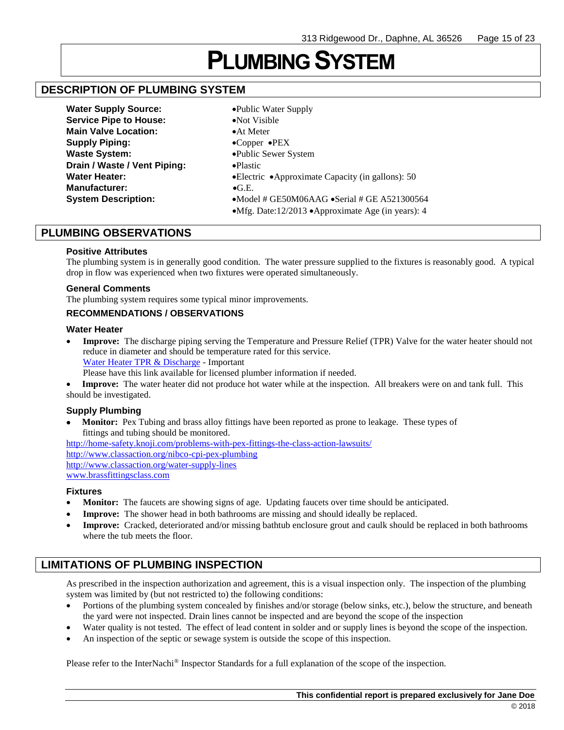# PLUMBING SYSTEM

## DESCRIPTION OF PLUMBING SYSTEM

**Water Supply Source:** •Public Water Supply
**Service Pipe to House:** •Not Visible
**Main Valve Location:** •At Meter
**Supply Piping:** •Copper •PEX
**Waste System:** •Public Sewer System
**Drain / Waste / Vent Piping:** •Plastic
**Water Heater:** •Electric •Approximate Capacity (in gallons): 50
**Manufacturer:** •G.E.
**System Description:** •Model # GE50M06AAG •Serial # GE A521300564
•Mfg. Date:12/2013 •Approximate Age (in years): 4

## PLUMBING OBSERVATIONS

### Positive Attributes

The plumbing system is in generally good condition. The water pressure supplied to the fixtures is reasonably good. A typical drop in flow was experienced when two fixtures were operated simultaneously.

### General Comments

The plumbing system requires some typical minor improvements.

### RECOMMENDATIONS / OBSERVATIONS

### Water Heater

- **Improve:** The discharge piping serving the Temperature and Pressure Relief (TPR) Valve for the water heater should not reduce in diameter and should be temperature rated for this service.
  Water Heater TPR & Discharge - Important
  Please have this link available for licensed plumber information if needed.
- **Improve:** The water heater did not produce hot water while at the inspection. All breakers were on and tank full. This should be investigated.

### Supply Plumbing

- **Monitor:** Pex Tubing and brass alloy fittings have been reported as prone to leakage. These types of fittings and tubing should be monitored.

http://home-safety.knoji.com/problems-with-pex-fittings-the-class-action-lawsuits/
http://www.classaction.org/nibco-cpi-pex-plumbing
http://www.classaction.org/water-supply-lines
www.brassfittingsclass.com

### Fixtures

- **Monitor:** The faucets are showing signs of age. Updating faucets over time should be anticipated.
- **Improve:** The shower head in both bathrooms are missing and should ideally be replaced.
- **Improve:** Cracked, deteriorated and/or missing bathtub enclosure grout and caulk should be replaced in both bathrooms where the tub meets the floor.

## LIMITATIONS OF PLUMBING INSPECTION

As prescribed in the inspection authorization and agreement, this is a visual inspection only. The inspection of the plumbing system was limited by (but not restricted to) the following conditions:

- Portions of the plumbing system concealed by finishes and/or storage (below sinks, etc.), below the structure, and beneath the yard were not inspected. Drain lines cannot be inspected and are beyond the scope of the inspection
- Water quality is not tested. The effect of lead content in solder and or supply lines is beyond the scope of the inspection.
- An inspection of the septic or sewage system is outside the scope of this inspection.

Please refer to the InterNachi® Inspector Standards for a full explanation of the scope of the inspection.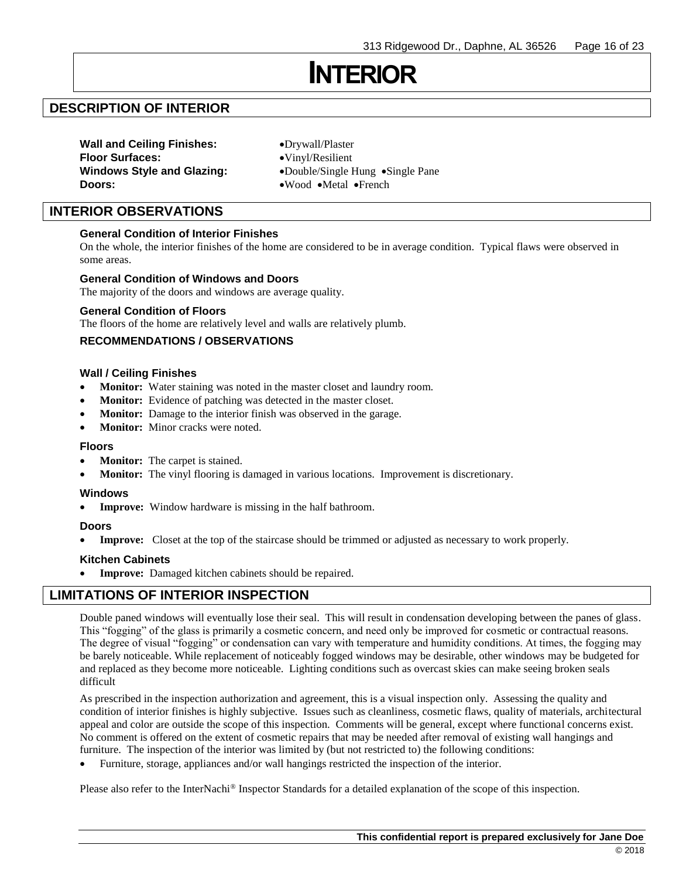# INTERIOR

## DESCRIPTION OF INTERIOR

**Wall and Ceiling Finishes:** •Drywall/Plaster
**Floor Surfaces:** •Vinyl/Resilient
**Windows Style and Glazing:** •Double/Single Hung •Single Pane
**Doors:** •Wood •Metal •French

## INTERIOR OBSERVATIONS

### General Condition of Interior Finishes

On the whole, the interior finishes of the home are considered to be in average condition. Typical flaws were observed in some areas.

### General Condition of Windows and Doors

The majority of the doors and windows are average quality.

### General Condition of Floors

The floors of the home are relatively level and walls are relatively plumb.

### RECOMMENDATIONS / OBSERVATIONS

#### Wall / Ceiling Finishes

- **Monitor:** Water staining was noted in the master closet and laundry room.
- **Monitor:** Evidence of patching was detected in the master closet.
- **Monitor:** Damage to the interior finish was observed in the garage.
- **Monitor:** Minor cracks were noted.

#### Floors

- **Monitor:** The carpet is stained.
- **Monitor:** The vinyl flooring is damaged in various locations. Improvement is discretionary.

#### Windows

- **Improve:** Window hardware is missing in the half bathroom.

#### Doors

- **Improve:** Closet at the top of the staircase should be trimmed or adjusted as necessary to work properly.

#### Kitchen Cabinets

- **Improve:** Damaged kitchen cabinets should be repaired.

## LIMITATIONS OF INTERIOR INSPECTION

Double paned windows will eventually lose their seal. This will result in condensation developing between the panes of glass. This "fogging" of the glass is primarily a cosmetic concern, and need only be improved for cosmetic or contractual reasons. The degree of visual "fogging" or condensation can vary with temperature and humidity conditions. At times, the fogging may be barely noticeable. While replacement of noticeably fogged windows may be desirable, other windows may be budgeted for and replaced as they become more noticeable. Lighting conditions such as overcast skies can make seeing broken seals difficult

As prescribed in the inspection authorization and agreement, this is a visual inspection only. Assessing the quality and condition of interior finishes is highly subjective. Issues such as cleanliness, cosmetic flaws, quality of materials, architectural appeal and color are outside the scope of this inspection. Comments will be general, except where functional concerns exist. No comment is offered on the extent of cosmetic repairs that may be needed after removal of existing wall hangings and furniture. The inspection of the interior was limited by (but not restricted to) the following conditions:

- Furniture, storage, appliances and/or wall hangings restricted the inspection of the interior.

Please also refer to the InterNachi® Inspector Standards for a detailed explanation of the scope of this inspection.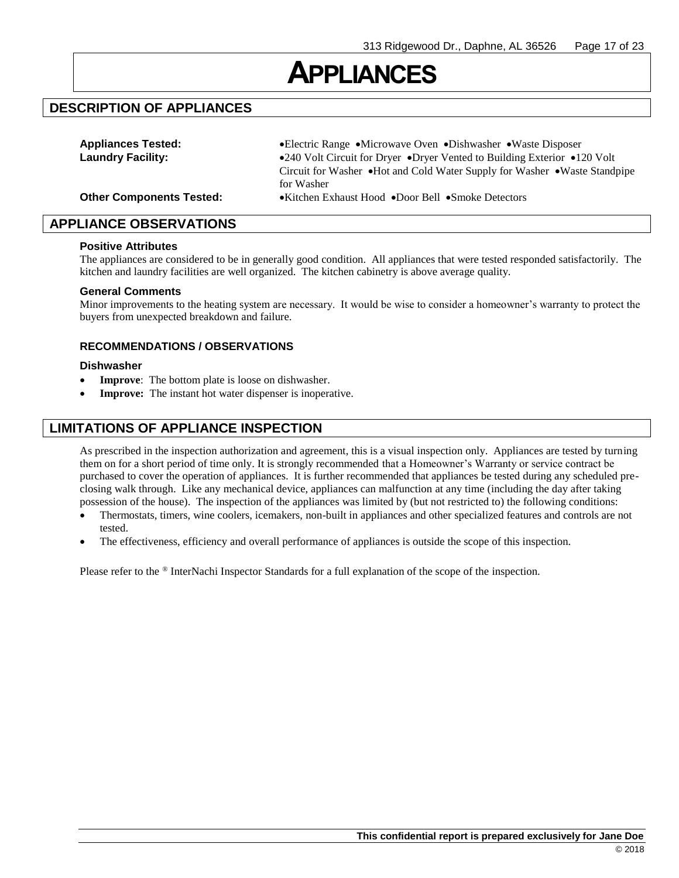# APPLIANCES

## DESCRIPTION OF APPLIANCES

**Appliances Tested:** •Electric Range •Microwave Oven •Dishwasher •Waste Disposer

**Laundry Facility:** •240 Volt Circuit for Dryer •Dryer Vented to Building Exterior •120 Volt Circuit for Washer •Hot and Cold Water Supply for Washer •Waste Standpipe for Washer

**Other Components Tested:** •Kitchen Exhaust Hood •Door Bell •Smoke Detectors

## APPLIANCE OBSERVATIONS

#### Positive Attributes

The appliances are considered to be in generally good condition. All appliances that were tested responded satisfactorily. The kitchen and laundry facilities are well organized. The kitchen cabinetry is above average quality.

#### General Comments

Minor improvements to the heating system are necessary. It would be wise to consider a homeowner's warranty to protect the buyers from unexpected breakdown and failure.

### RECOMMENDATIONS / OBSERVATIONS

#### Dishwasher

- **Improve**: The bottom plate is loose on dishwasher.
- **Improve:** The instant hot water dispenser is inoperative.

## LIMITATIONS OF APPLIANCE INSPECTION

As prescribed in the inspection authorization and agreement, this is a visual inspection only. Appliances are tested by turning them on for a short period of time only. It is strongly recommended that a Homeowner's Warranty or service contract be purchased to cover the operation of appliances. It is further recommended that appliances be tested during any scheduled pre-closing walk through. Like any mechanical device, appliances can malfunction at any time (including the day after taking possession of the house). The inspection of the appliances was limited by (but not restricted to) the following conditions:

- Thermostats, timers, wine coolers, icemakers, non-built in appliances and other specialized features and controls are not tested.
- The effectiveness, efficiency and overall performance of appliances is outside the scope of this inspection.

Please refer to the ® InterNachi Inspector Standards for a full explanation of the scope of the inspection.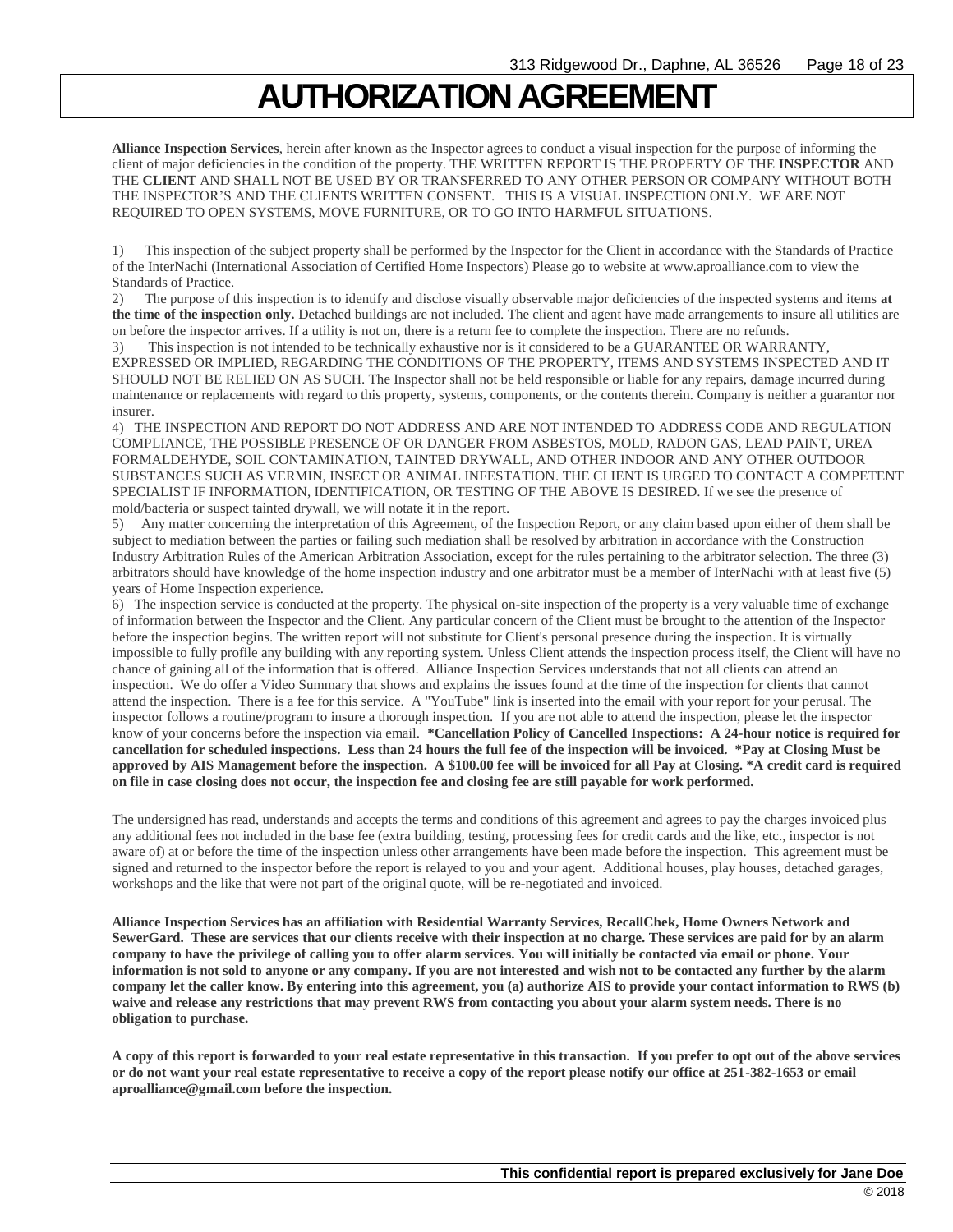# AUTHORIZATION AGREEMENT

**Alliance Inspection Services**, herein after known as the Inspector agrees to conduct a visual inspection for the purpose of informing the client of major deficiencies in the condition of the property. THE WRITTEN REPORT IS THE PROPERTY OF THE **INSPECTOR** AND THE **CLIENT** AND SHALL NOT BE USED BY OR TRANSFERRED TO ANY OTHER PERSON OR COMPANY WITHOUT BOTH THE INSPECTOR'S AND THE CLIENTS WRITTEN CONSENT. THIS IS A VISUAL INSPECTION ONLY. WE ARE NOT REQUIRED TO OPEN SYSTEMS, MOVE FURNITURE, OR TO GO INTO HARMFUL SITUATIONS.

1) This inspection of the subject property shall be performed by the Inspector for the Client in accordance with the Standards of Practice of the InterNachi (International Association of Certified Home Inspectors) Please go to website at www.aproalliance.com to view the Standards of Practice.

2) The purpose of this inspection is to identify and disclose visually observable major deficiencies of the inspected systems and items **at the time of the inspection only.** Detached buildings are not included. The client and agent have made arrangements to insure all utilities are on before the inspector arrives. If a utility is not on, there is a return fee to complete the inspection. There are no refunds.

3) This inspection is not intended to be technically exhaustive nor is it considered to be a GUARANTEE OR WARRANTY, EXPRESSED OR IMPLIED, REGARDING THE CONDITIONS OF THE PROPERTY, ITEMS AND SYSTEMS INSPECTED AND IT SHOULD NOT BE RELIED ON AS SUCH. The Inspector shall not be held responsible or liable for any repairs, damage incurred during maintenance or replacements with regard to this property, systems, components, or the contents therein. Company is neither a guarantor nor insurer.

4) THE INSPECTION AND REPORT DO NOT ADDRESS AND ARE NOT INTENDED TO ADDRESS CODE AND REGULATION COMPLIANCE, THE POSSIBLE PRESENCE OF OR DANGER FROM ASBESTOS, MOLD, RADON GAS, LEAD PAINT, UREA FORMALDEHYDE, SOIL CONTAMINATION, TAINTED DRYWALL, AND OTHER INDOOR AND ANY OTHER OUTDOOR SUBSTANCES SUCH AS VERMIN, INSECT OR ANIMAL INFESTATION. THE CLIENT IS URGED TO CONTACT A COMPETENT SPECIALIST IF INFORMATION, IDENTIFICATION, OR TESTING OF THE ABOVE IS DESIRED. If we see the presence of mold/bacteria or suspect tainted drywall, we will notate it in the report.

5) Any matter concerning the interpretation of this Agreement, of the Inspection Report, or any claim based upon either of them shall be subject to mediation between the parties or failing such mediation shall be resolved by arbitration in accordance with the Construction Industry Arbitration Rules of the American Arbitration Association, except for the rules pertaining to the arbitrator selection. The three (3) arbitrators should have knowledge of the home inspection industry and one arbitrator must be a member of InterNachi with at least five (5) years of Home Inspection experience.

6) The inspection service is conducted at the property. The physical on-site inspection of the property is a very valuable time of exchange of information between the Inspector and the Client. Any particular concern of the Client must be brought to the attention of the Inspector before the inspection begins. The written report will not substitute for Client's personal presence during the inspection. It is virtually impossible to fully profile any building with any reporting system. Unless Client attends the inspection process itself, the Client will have no chance of gaining all of the information that is offered. Alliance Inspection Services understands that not all clients can attend an inspection. We do offer a Video Summary that shows and explains the issues found at the time of the inspection for clients that cannot attend the inspection. There is a fee for this service. A "YouTube" link is inserted into the email with your report for your perusal. The inspector follows a routine/program to insure a thorough inspection. If you are not able to attend the inspection, please let the inspector know of your concerns before the inspection via email. **\*Cancellation Policy of Cancelled Inspections: A 24-hour notice is required for cancellation for scheduled inspections. Less than 24 hours the full fee of the inspection will be invoiced. \*Pay at Closing Must be approved by AIS Management before the inspection. A $100.00 fee will be invoiced for all Pay at Closing. \*A credit card is required on file in case closing does not occur, the inspection fee and closing fee are still payable for work performed.**

The undersigned has read, understands and accepts the terms and conditions of this agreement and agrees to pay the charges invoiced plus any additional fees not included in the base fee (extra building, testing, processing fees for credit cards and the like, etc., inspector is not aware of) at or before the time of the inspection unless other arrangements have been made before the inspection. This agreement must be signed and returned to the inspector before the report is relayed to you and your agent. Additional houses, play houses, detached garages, workshops and the like that were not part of the original quote, will be re-negotiated and invoiced.

**Alliance Inspection Services has an affiliation with Residential Warranty Services, RecallChek, Home Owners Network and SewerGard. These are services that our clients receive with their inspection at no charge. These services are paid for by an alarm company to have the privilege of calling you to offer alarm services. You will initially be contacted via email or phone. Your information is not sold to anyone or any company. If you are not interested and wish not to be contacted any further by the alarm company let the caller know. By entering into this agreement, you (a) authorize AIS to provide your contact information to RWS (b) waive and release any restrictions that may prevent RWS from contacting you about your alarm system needs. There is no obligation to purchase.**

**A copy of this report is forwarded to your real estate representative in this transaction. If you prefer to opt out of the above services or do not want your real estate representative to receive a copy of the report please notify our office at 251-382-1653 or email aproalliance@gmail.com before the inspection.**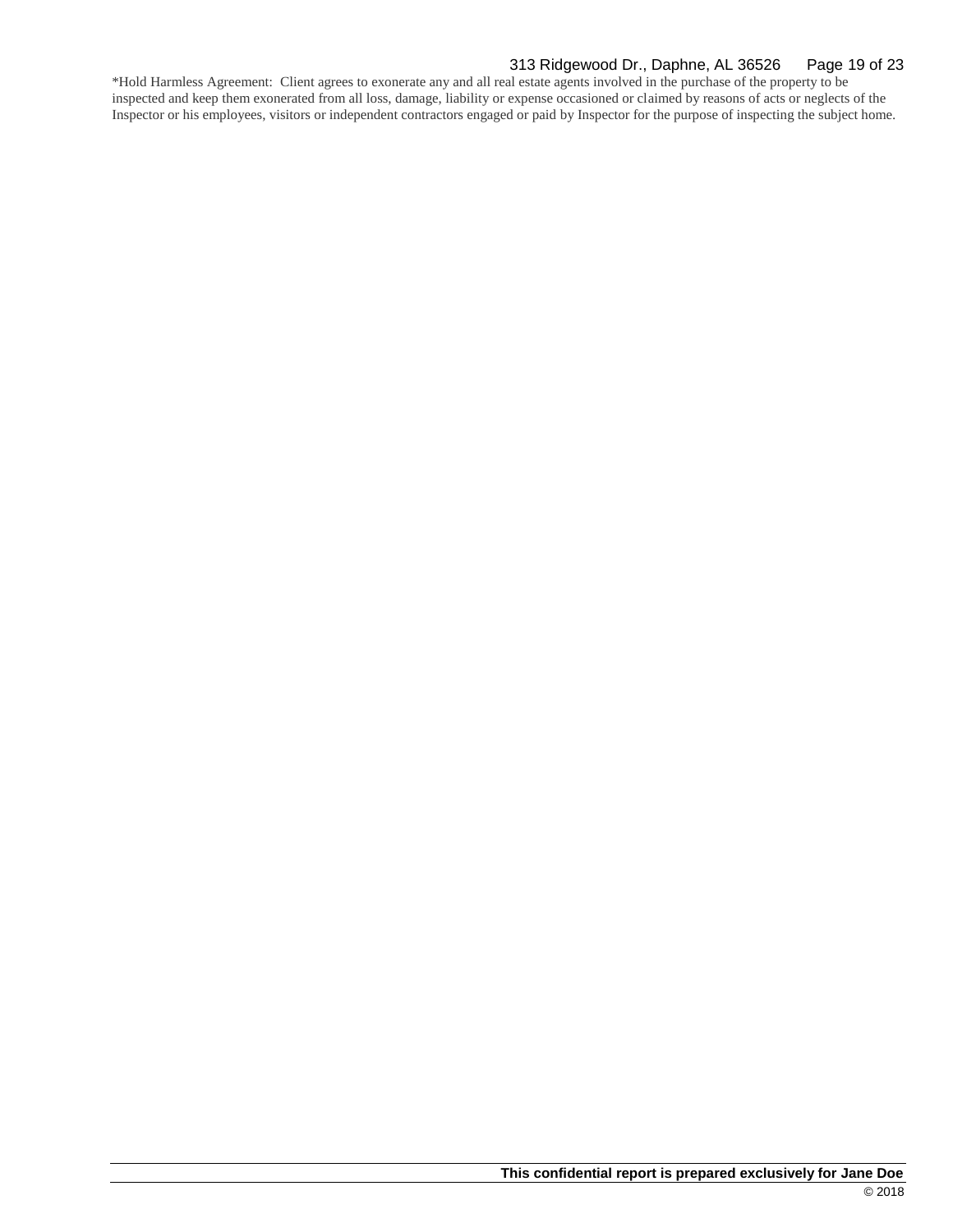*Hold Harmless Agreement: Client agrees to exonerate any and all real estate agents involved in the purchase of the property to be inspected and keep them exonerated from all loss, damage, liability or expense occasioned or claimed by reasons of acts or neglects of the Inspector or his employees, visitors or independent contractors engaged or paid by Inspector for the purpose of inspecting the subject home.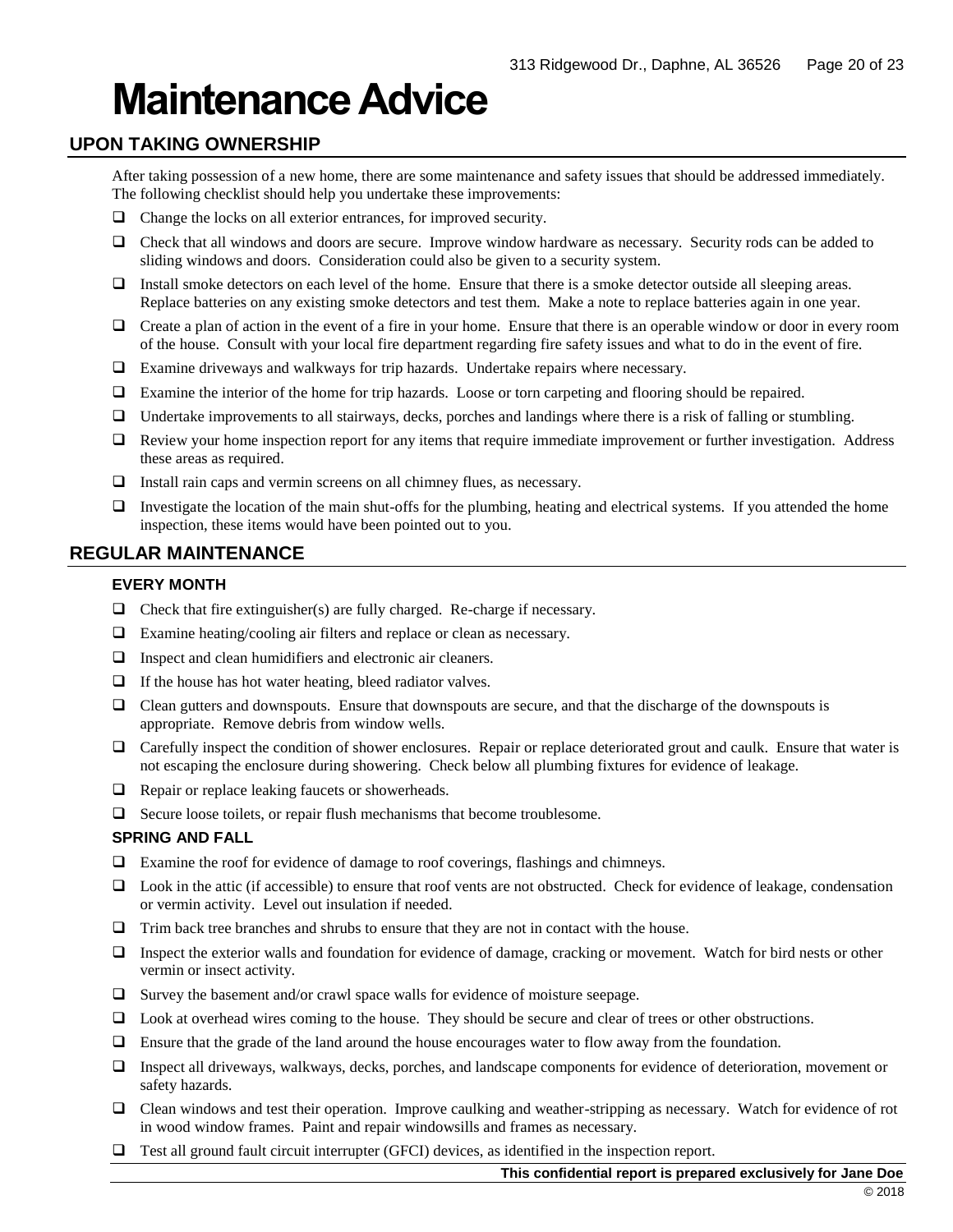# Maintenance Advice

## UPON TAKING OWNERSHIP

After taking possession of a new home, there are some maintenance and safety issues that should be addressed immediately. The following checklist should help you undertake these improvements:

- ❑ Change the locks on all exterior entrances, for improved security.
- ❑ Check that all windows and doors are secure. Improve window hardware as necessary. Security rods can be added to sliding windows and doors. Consideration could also be given to a security system.
- ❑ Install smoke detectors on each level of the home. Ensure that there is a smoke detector outside all sleeping areas. Replace batteries on any existing smoke detectors and test them. Make a note to replace batteries again in one year.
- ❑ Create a plan of action in the event of a fire in your home. Ensure that there is an operable window or door in every room of the house. Consult with your local fire department regarding fire safety issues and what to do in the event of fire.
- ❑ Examine driveways and walkways for trip hazards. Undertake repairs where necessary.
- ❑ Examine the interior of the home for trip hazards. Loose or torn carpeting and flooring should be repaired.
- ❑ Undertake improvements to all stairways, decks, porches and landings where there is a risk of falling or stumbling.
- ❑ Review your home inspection report for any items that require immediate improvement or further investigation. Address these areas as required.
- ❑ Install rain caps and vermin screens on all chimney flues, as necessary.
- ❑ Investigate the location of the main shut-offs for the plumbing, heating and electrical systems. If you attended the home inspection, these items would have been pointed out to you.

## REGULAR MAINTENANCE

### EVERY MONTH

- ❑ Check that fire extinguisher(s) are fully charged. Re-charge if necessary.
- ❑ Examine heating/cooling air filters and replace or clean as necessary.
- ❑ Inspect and clean humidifiers and electronic air cleaners.
- ❑ If the house has hot water heating, bleed radiator valves.
- ❑ Clean gutters and downspouts. Ensure that downspouts are secure, and that the discharge of the downspouts is appropriate. Remove debris from window wells.
- ❑ Carefully inspect the condition of shower enclosures. Repair or replace deteriorated grout and caulk. Ensure that water is not escaping the enclosure during showering. Check below all plumbing fixtures for evidence of leakage.
- ❑ Repair or replace leaking faucets or showerheads.
- ❑ Secure loose toilets, or repair flush mechanisms that become troublesome.

### SPRING AND FALL

- ❑ Examine the roof for evidence of damage to roof coverings, flashings and chimneys.
- ❑ Look in the attic (if accessible) to ensure that roof vents are not obstructed. Check for evidence of leakage, condensation or vermin activity. Level out insulation if needed.
- ❑ Trim back tree branches and shrubs to ensure that they are not in contact with the house.
- ❑ Inspect the exterior walls and foundation for evidence of damage, cracking or movement. Watch for bird nests or other vermin or insect activity.
- ❑ Survey the basement and/or crawl space walls for evidence of moisture seepage.
- ❑ Look at overhead wires coming to the house. They should be secure and clear of trees or other obstructions.
- ❑ Ensure that the grade of the land around the house encourages water to flow away from the foundation.
- ❑ Inspect all driveways, walkways, decks, porches, and landscape components for evidence of deterioration, movement or safety hazards.
- ❑ Clean windows and test their operation. Improve caulking and weather-stripping as necessary. Watch for evidence of rot in wood window frames. Paint and repair windowsills and frames as necessary.
- ❑ Test all ground fault circuit interrupter (GFCI) devices, as identified in the inspection report.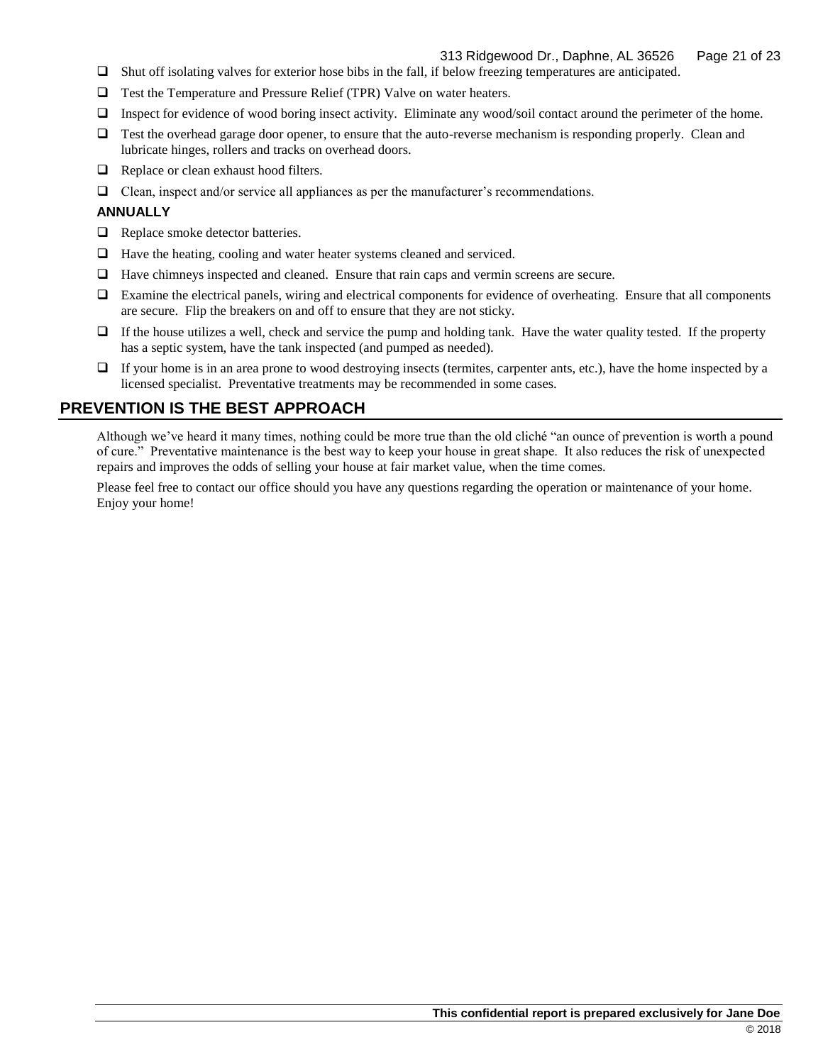- [ ] Shut off isolating valves for exterior hose bibs in the fall, if below freezing temperatures are anticipated.
- [ ] Test the Temperature and Pressure Relief (TPR) Valve on water heaters.
- [ ] Inspect for evidence of wood boring insect activity. Eliminate any wood/soil contact around the perimeter of the home.
- [ ] Test the overhead garage door opener, to ensure that the auto-reverse mechanism is responding properly. Clean and lubricate hinges, rollers and tracks on overhead doors.
- [ ] Replace or clean exhaust hood filters.
- [ ] Clean, inspect and/or service all appliances as per the manufacturer's recommendations.

**ANNUALLY**

- [ ] Replace smoke detector batteries.
- [ ] Have the heating, cooling and water heater systems cleaned and serviced.
- [ ] Have chimneys inspected and cleaned. Ensure that rain caps and vermin screens are secure.
- [ ] Examine the electrical panels, wiring and electrical components for evidence of overheating. Ensure that all components are secure. Flip the breakers on and off to ensure that they are not sticky.
- [ ] If the house utilizes a well, check and service the pump and holding tank. Have the water quality tested. If the property has a septic system, have the tank inspected (and pumped as needed).
- [ ] If your home is in an area prone to wood destroying insects (termites, carpenter ants, etc.), have the home inspected by a licensed specialist. Preventative treatments may be recommended in some cases.

## PREVENTION IS THE BEST APPROACH

Although we've heard it many times, nothing could be more true than the old cliché "an ounce of prevention is worth a pound of cure." Preventative maintenance is the best way to keep your house in great shape. It also reduces the risk of unexpected repairs and improves the odds of selling your house at fair market value, when the time comes.

Please feel free to contact our office should you have any questions regarding the operation or maintenance of your home. Enjoy your home!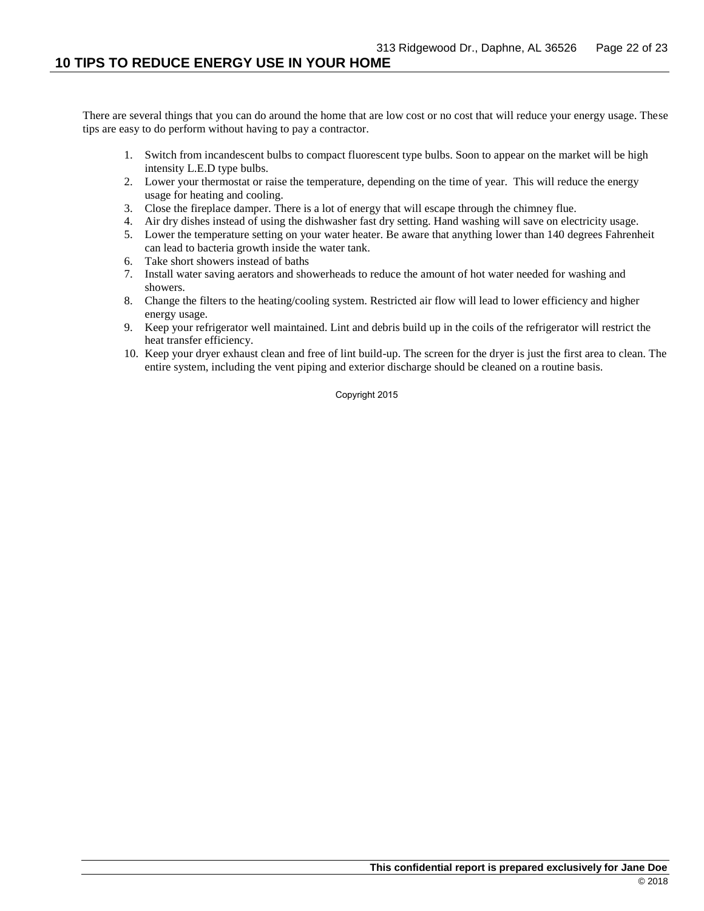## 10 TIPS TO REDUCE ENERGY USE IN YOUR HOME

There are several things that you can do around the home that are low cost or no cost that will reduce your energy usage. These tips are easy to do perform without having to pay a contractor.

1. Switch from incandescent bulbs to compact fluorescent type bulbs. Soon to appear on the market will be high intensity L.E.D type bulbs.
2. Lower your thermostat or raise the temperature, depending on the time of year. This will reduce the energy usage for heating and cooling.
3. Close the fireplace damper. There is a lot of energy that will escape through the chimney flue.
4. Air dry dishes instead of using the dishwasher fast dry setting. Hand washing will save on electricity usage.
5. Lower the temperature setting on your water heater. Be aware that anything lower than 140 degrees Fahrenheit can lead to bacteria growth inside the water tank.
6. Take short showers instead of baths
7. Install water saving aerators and showerheads to reduce the amount of hot water needed for washing and showers.
8. Change the filters to the heating/cooling system. Restricted air flow will lead to lower efficiency and higher energy usage.
9. Keep your refrigerator well maintained. Lint and debris build up in the coils of the refrigerator will restrict the heat transfer efficiency.
10. Keep your dryer exhaust clean and free of lint build-up. The screen for the dryer is just the first area to clean. The entire system, including the vent piping and exterior discharge should be cleaned on a routine basis.

Copyright 2015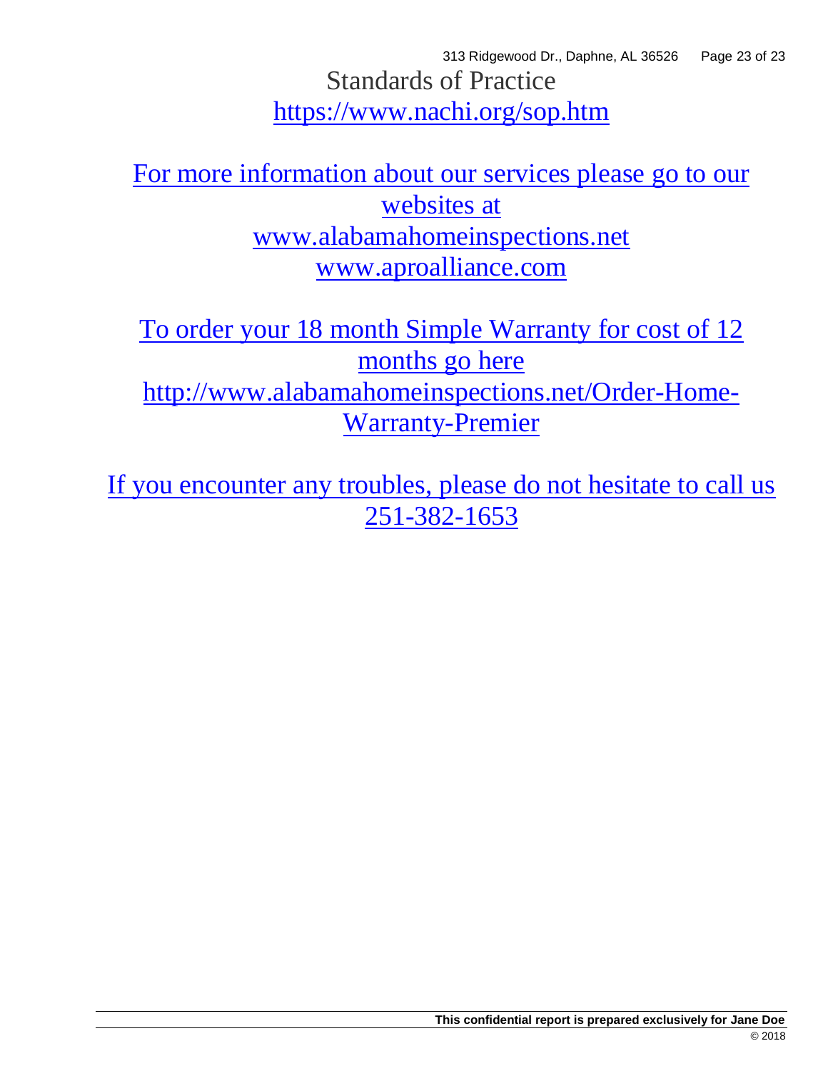Standards of Practice

https://www.nachi.org/sop.htm

For more information about our services please go to our websites at
www.alabamahomeinspections.net
www.aproalliance.com

To order your 18 month Simple Warranty for cost of 12 months go here
http://www.alabamahomeinspections.net/Order-Home-Warranty-Premier

If you encounter any troubles, please do not hesitate to call us
251-382-1653